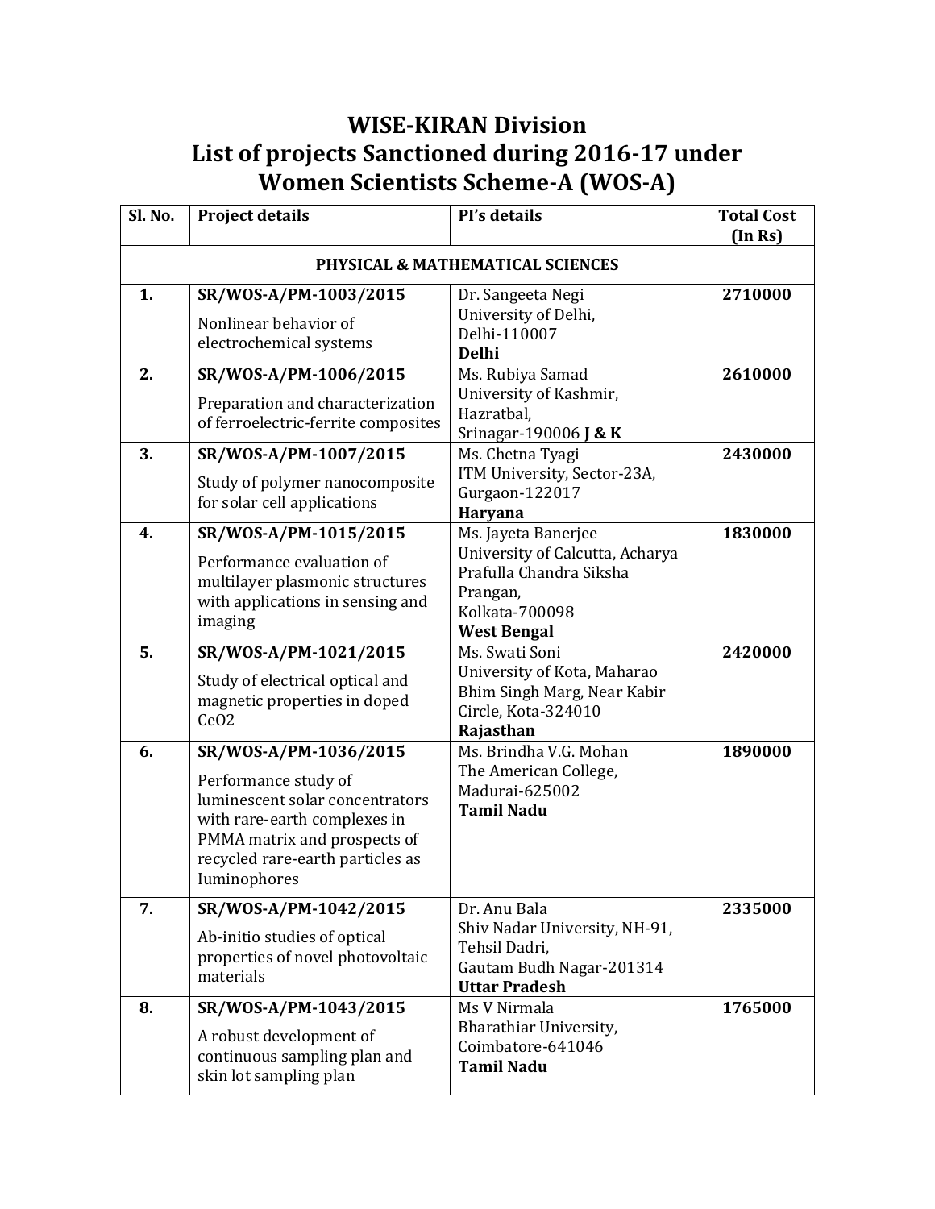# WISE-KIRAN Division
# List of projects Sanctioned during 2016-17 under Women Scientists Scheme-A (WOS-A)

| Sl. No. | Project details | PI's details | Total Cost (In Rs) |
|---|---|---|---|
| **PHYSICAL & MATHEMATICAL SCIENCES** | | | |
| **1.** | **SR/WOS-A/PM-1003/2015**<br>Nonlinear behavior of electrochemical systems | Dr. Sangeeta Negi<br>University of Delhi,<br>Delhi-110007<br>**Delhi** | **2710000** |
| **2.** | **SR/WOS-A/PM-1006/2015**<br>Preparation and characterization of ferroelectric-ferrite composites | Ms. Rubiya Samad<br>University of Kashmir,<br>Hazratbal,<br>Srinagar-190006 **J & K** | **2610000** |
| **3.** | **SR/WOS-A/PM-1007/2015**<br>Study of polymer nanocomposite for solar cell applications | Ms. Chetna Tyagi<br>ITM University, Sector-23A,<br>Gurgaon-122017<br>**Haryana** | **2430000** |
| **4.** | **SR/WOS-A/PM-1015/2015**<br>Performance evaluation of multilayer plasmonic structures with applications in sensing and imaging | Ms. Jayeta Banerjee<br>University of Calcutta, Acharya Prafulla Chandra Siksha Prangan,<br>Kolkata-700098<br>**West Bengal** | **1830000** |
| **5.** | **SR/WOS-A/PM-1021/2015**<br>Study of electrical optical and magnetic properties in doped $CeO_2$ | Ms. Swati Soni<br>University of Kota, Maharao Bhim Singh Marg, Near Kabir Circle, Kota-324010<br>**Rajasthan** | **2420000** |
| **6.** | **SR/WOS-A/PM-1036/2015**<br>Performance study of luminescent solar concentrators with rare-earth complexes in PMMA matrix and prospects of recycled rare-earth particles as Iuminophores | Ms. Brindha V.G. Mohan<br>The American College,<br>Madurai-625002<br>**Tamil Nadu** | **1890000** |
| **7.** | **SR/WOS-A/PM-1042/2015**<br>Ab-initio studies of optical properties of novel photovoltaic materials | Dr. Anu Bala<br>Shiv Nadar University, NH-91,<br>Tehsil Dadri,<br>Gautam Budh Nagar-201314<br>**Uttar Pradesh** | **2335000** |
| **8.** | **SR/WOS-A/PM-1043/2015**<br>A robust development of continuous sampling plan and skin lot sampling plan | Ms V Nirmala<br>Bharathiar University,<br>Coimbatore-641046<br>**Tamil Nadu** | **1765000** |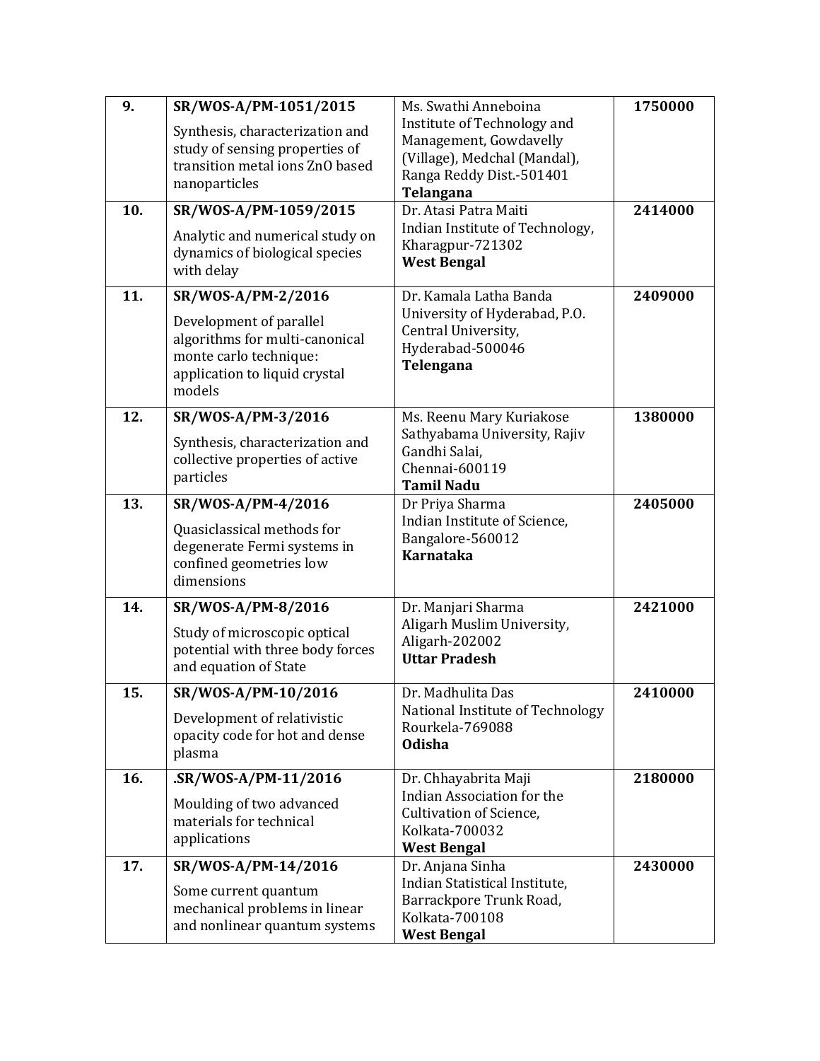| | | | |
|---|---|---|---|
| **9.** | **SR/WOS-A/PM-1051/2015** Synthesis, characterization and study of sensing properties of transition metal ions ZnO based nanoparticles | Ms. Swathi Anneboina Institute of Technology and Management, Gowdavelly (Village), Medchal (Mandal), Ranga Reddy Dist.-501401 **Telangana** | **1750000** |
| **10.** | **SR/WOS-A/PM-1059/2015** Analytic and numerical study on dynamics of biological species with delay | Dr. Atasi Patra Maiti Indian Institute of Technology, Kharagpur-721302 **West Bengal** | **2414000** |
| **11.** | **SR/WOS-A/PM-2/2016** Development of parallel algorithms for multi-canonical monte carlo technique: application to liquid crystal models | Dr. Kamala Latha Banda University of Hyderabad, P.O. Central University, Hyderabad-500046 **Telengana** | **2409000** |
| **12.** | **SR/WOS-A/PM-3/2016** Synthesis, characterization and collective properties of active particles | Ms. Reenu Mary Kuriakose Sathyabama University, Rajiv Gandhi Salai, Chennai-600119 **Tamil Nadu** | **1380000** |
| **13.** | **SR/WOS-A/PM-4/2016** Quasiclassical methods for degenerate Fermi systems in confined geometries low dimensions | Dr Priya Sharma Indian Institute of Science, Bangalore-560012 **Karnataka** | **2405000** |
| **14.** | **SR/WOS-A/PM-8/2016** Study of microscopic optical potential with three body forces and equation of State | Dr. Manjari Sharma Aligarh Muslim University, Aligarh-202002 **Uttar Pradesh** | **2421000** |
| **15.** | **SR/WOS-A/PM-10/2016** Development of relativistic opacity code for hot and dense plasma | Dr. Madhulita Das National Institute of Technology Rourkela-769088 **Odisha** | **2410000** |
| **16.** | **.SR/WOS-A/PM-11/2016** Moulding of two advanced materials for technical applications | Dr. Chhayabrita Maji Indian Association for the Cultivation of Science, Kolkata-700032 **West Bengal** | **2180000** |
| **17.** | **SR/WOS-A/PM-14/2016** Some current quantum mechanical problems in linear and nonlinear quantum systems | Dr. Anjana Sinha Indian Statistical Institute, Barrackpore Trunk Road, Kolkata-700108 **West Bengal** | **2430000** |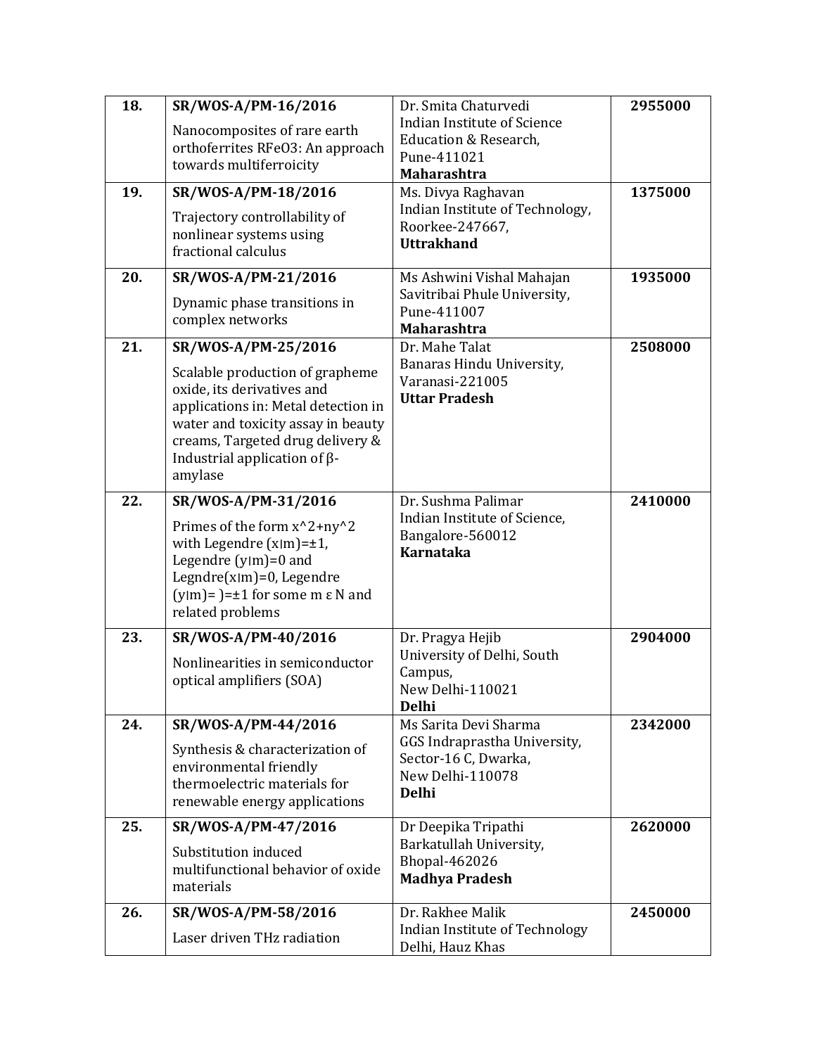| 18. | **SR/WOS-A/PM-16/2016**<br>Nanocomposites of rare earth orthoferrites RFeO3: An approach towards multiferroicity | Dr. Smita Chaturvedi<br>Indian Institute of Science Education & Research, Pune-411021<br>**Maharashtra** | **2955000** |
|---|---|---|---|
| 19. | **SR/WOS-A/PM-18/2016**<br>Trajectory controllability of nonlinear systems using fractional calculus | Ms. Divya Raghavan<br>Indian Institute of Technology, Roorkee-247667,<br>**Uttrakhand** | **1375000** |
| 20. | **SR/WOS-A/PM-21/2016**<br>Dynamic phase transitions in complex networks | Ms Ashwini Vishal Mahajan<br>Savitribai Phule University, Pune-411007<br>**Maharashtra** | **1935000** |
| 21. | **SR/WOS-A/PM-25/2016**<br>Scalable production of grapheme oxide, its derivatives and applications in: Metal detection in water and toxicity assay in beauty creams, Targeted drug delivery & Industrial application of β-amylase | Dr. Mahe Talat<br>Banaras Hindu University, Varanasi-221005<br>**Uttar Pradesh** | **2508000** |
| 22. | **SR/WOS-A/PM-31/2016**<br>Primes of the form x^2+ny^2 with Legendre (x\|m)=±1, Legendre (y\|m)=0 and Legndre(x\|m)=0, Legendre (y\|m)= )=±1 for some m ε N and related problems | Dr. Sushma Palimar<br>Indian Institute of Science, Bangalore-560012<br>**Karnataka** | **2410000** |
| 23. | **SR/WOS-A/PM-40/2016**<br>Nonlinearities in semiconductor optical amplifiers (SOA) | Dr. Pragya Hejib<br>University of Delhi, South Campus,<br>New Delhi-110021<br>**Delhi** | **2904000** |
| 24. | **SR/WOS-A/PM-44/2016**<br>Synthesis & characterization of environmental friendly thermoelectric materials for renewable energy applications | Ms Sarita Devi Sharma<br>GGS Indraprastha University, Sector-16 C, Dwarka,<br>New Delhi-110078<br>**Delhi** | **2342000** |
| 25. | **SR/WOS-A/PM-47/2016**<br>Substitution induced multifunctional behavior of oxide materials | Dr Deepika Tripathi<br>Barkatullah University, Bhopal-462026<br>**Madhya Pradesh** | **2620000** |
| 26. | **SR/WOS-A/PM-58/2016**<br>Laser driven THz radiation | Dr. Rakhee Malik<br>Indian Institute of Technology Delhi, Hauz Khas | **2450000** |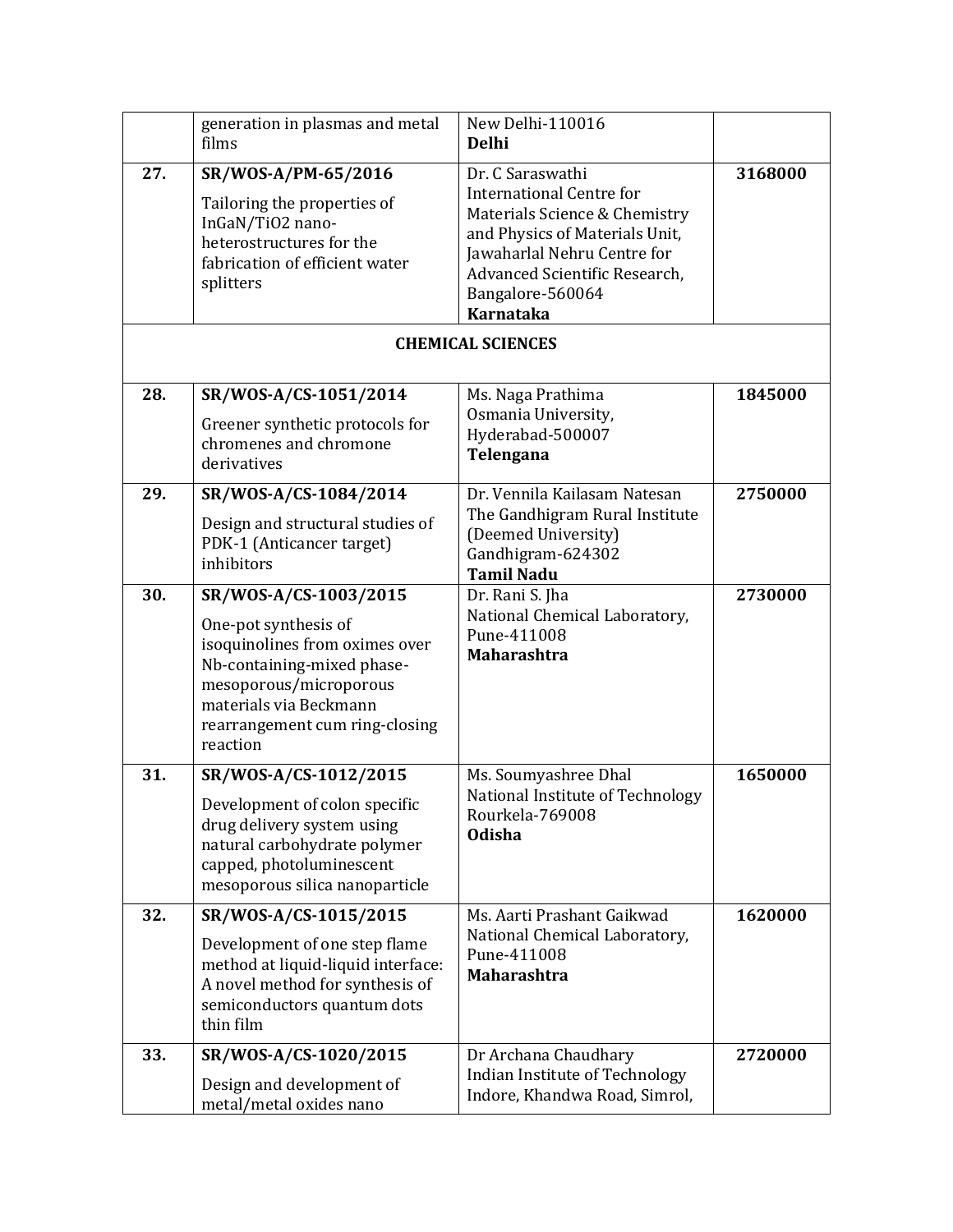| | | | |
|---|---|---|---|
| | generation in plasmas and metal films | New Delhi-110016 **Delhi** | |
| **27.** | **SR/WOS-A/PM-65/2016** Tailoring the properties of InGaN/TiO2 nano-heterostructures for the fabrication of efficient water splitters | Dr. C Saraswathi International Centre for Materials Science & Chemistry and Physics of Materials Unit, Jawaharlal Nehru Centre for Advanced Scientific Research, Bangalore-560064 **Karnataka** | **3168000** |
| | **CHEMICAL SCIENCES** | | |
| **28.** | **SR/WOS-A/CS-1051/2014** Greener synthetic protocols for chromenes and chromone derivatives | Ms. Naga Prathima Osmania University, Hyderabad-500007 **Telengana** | **1845000** |
| **29.** | **SR/WOS-A/CS-1084/2014** Design and structural studies of PDK-1 (Anticancer target) inhibitors | Dr. Vennila Kailasam Natesan The Gandhigram Rural Institute (Deemed University) Gandhigram-624302 **Tamil Nadu** | **2750000** |
| **30.** | **SR/WOS-A/CS-1003/2015** One-pot synthesis of isoquinolines from oximes over Nb-containing-mixed phase-mesoporous/microporous materials via Beckmann rearrangement cum ring-closing reaction | Dr. Rani S. Jha National Chemical Laboratory, Pune-411008 **Maharashtra** | **2730000** |
| **31.** | **SR/WOS-A/CS-1012/2015** Development of colon specific drug delivery system using natural carbohydrate polymer capped, photoluminescent mesoporous silica nanoparticle | Ms. Soumyashree Dhal National Institute of Technology Rourkela-769008 **Odisha** | **1650000** |
| **32.** | **SR/WOS-A/CS-1015/2015** Development of one step flame method at liquid-liquid interface: A novel method for synthesis of semiconductors quantum dots thin film | Ms. Aarti Prashant Gaikwad National Chemical Laboratory, Pune-411008 **Maharashtra** | **1620000** |
| **33.** | **SR/WOS-A/CS-1020/2015** Design and development of metal/metal oxides nano | Dr Archana Chaudhary Indian Institute of Technology Indore, Khandwa Road, Simrol, | **2720000** |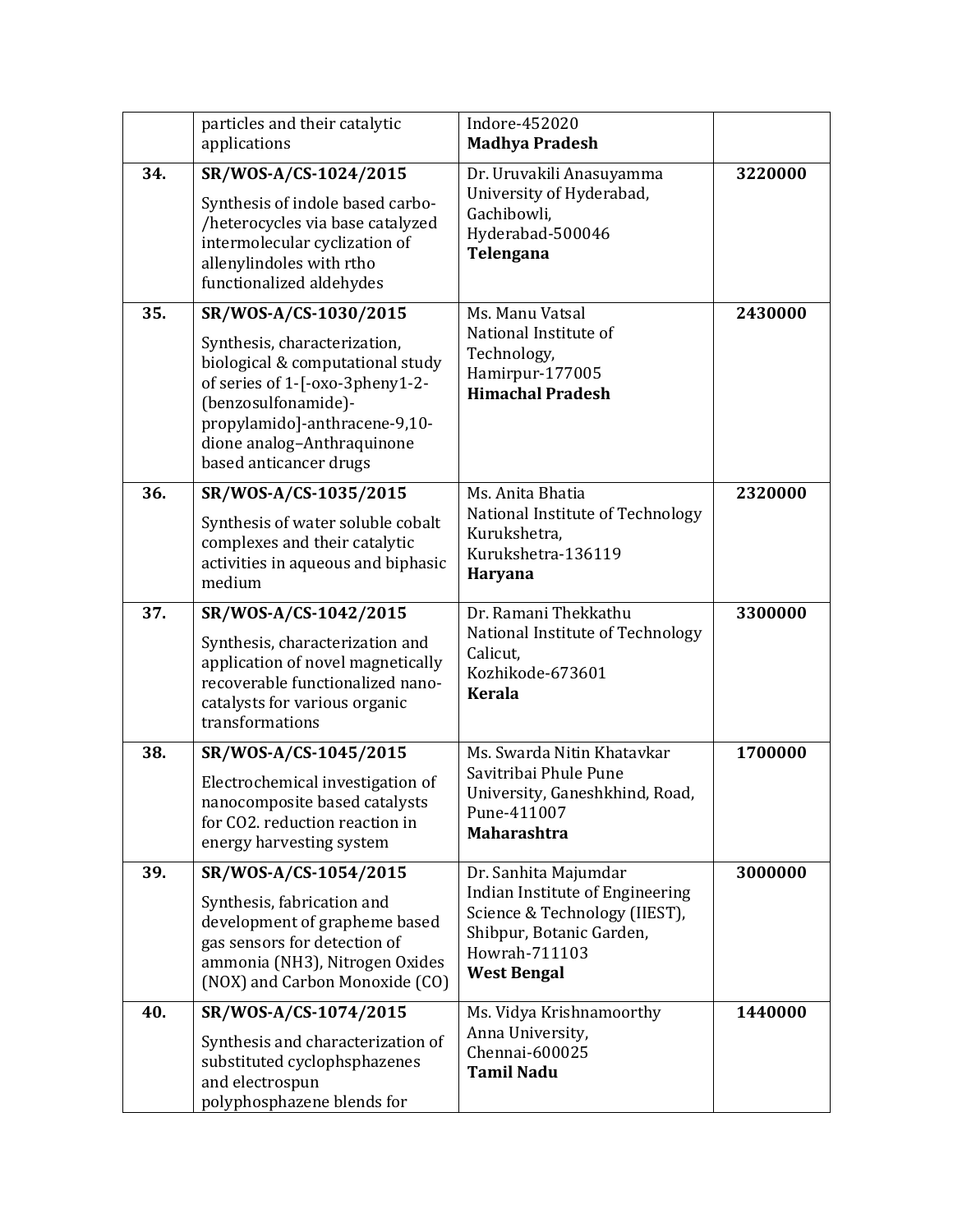| | | | |
|---|---|---|---|
| | particles and their catalytic applications | Indore-452020 **Madhya Pradesh** | |
| **34.** | **SR/WOS-A/CS-1024/2015** Synthesis of indole based carbo-/heterocycles via base catalyzed intermolecular cyclization of allenylindoles with rtho functionalized aldehydes | Dr. Uruvakili Anasuyamma University of Hyderabad, Gachibowli, Hyderabad-500046 **Telengana** | **3220000** |
| **35.** | **SR/WOS-A/CS-1030/2015** Synthesis, characterization, biological & computational study of series of 1-[-oxo-3pheny1-2-(benzosulfonamide)-propylamido]-anthracene-9,10-dione analog–Anthraquinone based anticancer drugs | Ms. Manu Vatsal National Institute of Technology, Hamirpur-177005 **Himachal Pradesh** | **2430000** |
| **36.** | **SR/WOS-A/CS-1035/2015** Synthesis of water soluble cobalt complexes and their catalytic activities in aqueous and biphasic medium | Ms. Anita Bhatia National Institute of Technology Kurukshetra, Kurukshetra-136119 **Haryana** | **2320000** |
| **37.** | **SR/WOS-A/CS-1042/2015** Synthesis, characterization and application of novel magnetically recoverable functionalized nano-catalysts for various organic transformations | Dr. Ramani Thekkathu National Institute of Technology Calicut, Kozhikode-673601 **Kerala** | **3300000** |
| **38.** | **SR/WOS-A/CS-1045/2015** Electrochemical investigation of nanocomposite based catalysts for CO2. reduction reaction in energy harvesting system | Ms. Swarda Nitin Khatavkar Savitribai Phule Pune University, Ganeshkhind, Road, Pune-411007 **Maharashtra** | **1700000** |
| **39.** | **SR/WOS-A/CS-1054/2015** Synthesis, fabrication and development of grapheme based gas sensors for detection of ammonia (NH3), Nitrogen Oxides (NOX) and Carbon Monoxide (CO) | Dr. Sanhita Majumdar Indian Institute of Engineering Science & Technology (IIEST), Shibpur, Botanic Garden, Howrah-711103 **West Bengal** | **3000000** |
| **40.** | **SR/WOS-A/CS-1074/2015** Synthesis and characterization of substituted cyclophsphazenes and electrospun polyphosphazene blends for | Ms. Vidya Krishnamoorthy Anna University, Chennai-600025 **Tamil Nadu** | **1440000** |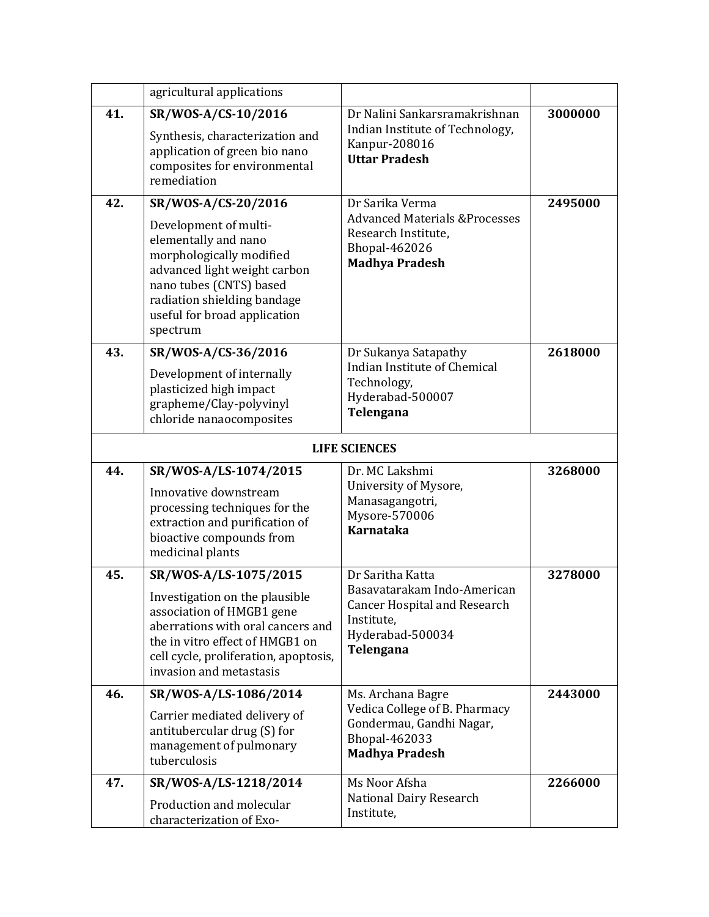| | | | |
|---|---|---|---|
| | agricultural applications | | |
| **41.** | **SR/WOS-A/CS-10/2016**<br>Synthesis, characterization and application of green bio nano composites for environmental remediation | Dr Nalini Sankarsramakrishnan<br>Indian Institute of Technology, Kanpur-208016<br>**Uttar Pradesh** | **3000000** |
| **42.** | **SR/WOS-A/CS-20/2016**<br>Development of multi-elementally and nano morphologically modified advanced light weight carbon nano tubes (CNTS) based radiation shielding bandage useful for broad application spectrum | Dr Sarika Verma<br>Advanced Materials &Processes Research Institute,<br>Bhopal-462026<br>**Madhya Pradesh** | **2495000** |
| **43.** | **SR/WOS-A/CS-36/2016**<br>Development of internally plasticized high impact grapheme/Clay-polyvinyl chloride nanaocomposites | Dr Sukanya Satapathy<br>Indian Institute of Chemical Technology,<br>Hyderabad-500007<br>**Telengana** | **2618000** |
| | **LIFE SCIENCES** | | |
| **44.** | **SR/WOS-A/LS-1074/2015**<br>Innovative downstream processing techniques for the extraction and purification of bioactive compounds from medicinal plants | Dr. MC Lakshmi<br>University of Mysore, Manasagangotri,<br>Mysore-570006<br>**Karnataka** | **3268000** |
| **45.** | **SR/WOS-A/LS-1075/2015**<br>Investigation on the plausible association of HMGB1 gene aberrations with oral cancers and the in vitro effect of HMGB1 on cell cycle, proliferation, apoptosis, invasion and metastasis | Dr Saritha Katta<br>Basavatarakam Indo-American Cancer Hospital and Research Institute,<br>Hyderabad-500034<br>**Telengana** | **3278000** |
| **46.** | **SR/WOS-A/LS-1086/2014**<br>Carrier mediated delivery of antitubercular drug (S) for management of pulmonary tuberculosis | Ms. Archana Bagre<br>Vedica College of B. Pharmacy Gondermau, Gandhi Nagar,<br>Bhopal-462033<br>**Madhya Pradesh** | **2443000** |
| **47.** | **SR/WOS-A/LS-1218/2014**<br>Production and molecular characterization of Exo- | Ms Noor Afsha<br>National Dairy Research Institute, | **2266000** |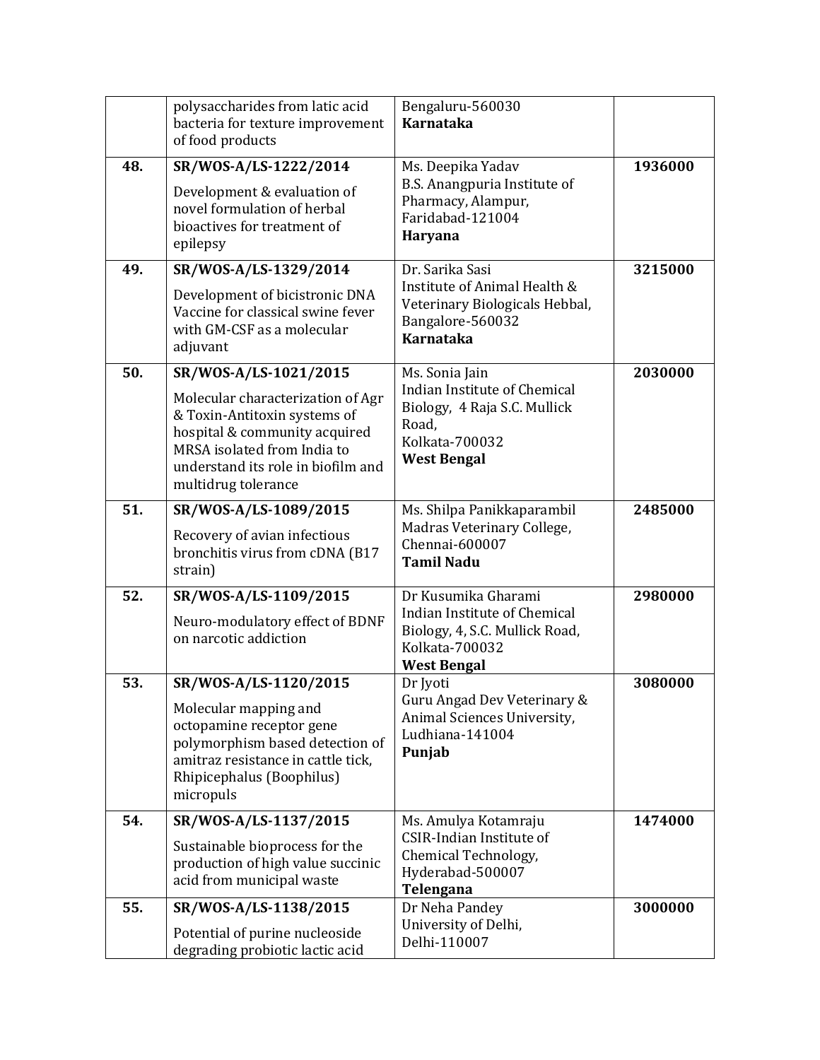| | | | |
|---|---|---|---|
| | polysaccharides from latic acid bacteria for texture improvement of food products | Bengaluru-560030 **Karnataka** | |
| **48.** | **SR/WOS-A/LS-1222/2014** Development & evaluation of novel formulation of herbal bioactives for treatment of epilepsy | Ms. Deepika Yadav B.S. Anangpuria Institute of Pharmacy, Alampur, Faridabad-121004 **Haryana** | **1936000** |
| **49.** | **SR/WOS-A/LS-1329/2014** Development of bicistronic DNA Vaccine for classical swine fever with GM-CSF as a molecular adjuvant | Dr. Sarika Sasi Institute of Animal Health & Veterinary Biologicals Hebbal, Bangalore-560032 **Karnataka** | **3215000** |
| **50.** | **SR/WOS-A/LS-1021/2015** Molecular characterization of Agr & Toxin-Antitoxin systems of hospital & community acquired MRSA isolated from India to understand its role in biofilm and multidrug tolerance | Ms. Sonia Jain Indian Institute of Chemical Biology, 4 Raja S.C. Mullick Road, Kolkata-700032 **West Bengal** | **2030000** |
| **51.** | **SR/WOS-A/LS-1089/2015** Recovery of avian infectious bronchitis virus from cDNA (B17 strain) | Ms. Shilpa Panikkaparambil Madras Veterinary College, Chennai-600007 **Tamil Nadu** | **2485000** |
| **52.** | **SR/WOS-A/LS-1109/2015** Neuro-modulatory effect of BDNF on narcotic addiction | Dr Kusumika Gharami Indian Institute of Chemical Biology, 4, S.C. Mullick Road, Kolkata-700032 **West Bengal** | **2980000** |
| **53.** | **SR/WOS-A/LS-1120/2015** Molecular mapping and octopamine receptor gene polymorphism based detection of amitraz resistance in cattle tick, Rhipicephalus (Boophilus) micropuls | Dr Jyoti Guru Angad Dev Veterinary & Animal Sciences University, Ludhiana-141004 **Punjab** | **3080000** |
| **54.** | **SR/WOS-A/LS-1137/2015** Sustainable bioprocess for the production of high value succinic acid from municipal waste | Ms. Amulya Kotamraju CSIR-Indian Institute of Chemical Technology, Hyderabad-500007 **Telengana** | **1474000** |
| **55.** | **SR/WOS-A/LS-1138/2015** Potential of purine nucleoside degrading probiotic lactic acid | Dr Neha Pandey University of Delhi, Delhi-110007 | **3000000** |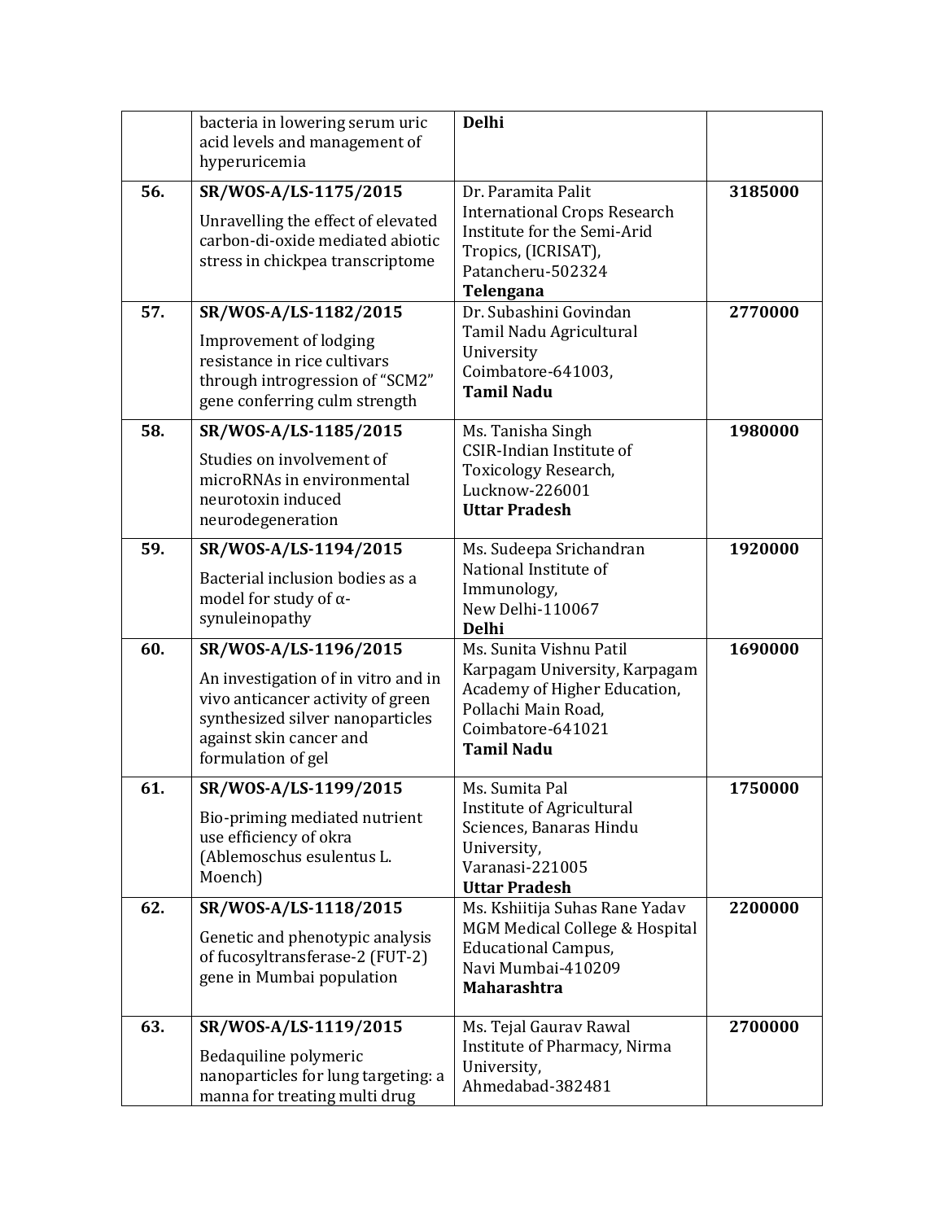|  | bacteria in lowering serum uric acid levels and management of hyperuricemia | **Delhi** |  |
|---|---|---|---|
| **56.** | **SR/WOS-A/LS-1175/2015**<br>Unravelling the effect of elevated carbon-di-oxide mediated abiotic stress in chickpea transcriptome | Dr. Paramita Palit<br>International Crops Research Institute for the Semi-Arid Tropics, (ICRISAT), Patancheru-502324<br>**Telengana** | **3185000** |
| **57.** | **SR/WOS-A/LS-1182/2015**<br>Improvement of lodging resistance in rice cultivars through introgression of "SCM2" gene conferring culm strength | Dr. Subashini Govindan<br>Tamil Nadu Agricultural University<br>Coimbatore-641003,<br>**Tamil Nadu** | **2770000** |
| **58.** | **SR/WOS-A/LS-1185/2015**<br>Studies on involvement of microRNAs in environmental neurotoxin induced neurodegeneration | Ms. Tanisha Singh<br>CSIR-Indian Institute of Toxicology Research,<br>Lucknow-226001<br>**Uttar Pradesh** | **1980000** |
| **59.** | **SR/WOS-A/LS-1194/2015**<br>Bacterial inclusion bodies as a model for study of α-synuleinopathy | Ms. Sudeepa Srichandran<br>National Institute of Immunology,<br>New Delhi-110067<br>**Delhi** | **1920000** |
| **60.** | **SR/WOS-A/LS-1196/2015**<br>An investigation of in vitro and in vivo anticancer activity of green synthesized silver nanoparticles against skin cancer and formulation of gel | Ms. Sunita Vishnu Patil<br>Karpagam University, Karpagam Academy of Higher Education, Pollachi Main Road,<br>Coimbatore-641021<br>**Tamil Nadu** | **1690000** |
| **61.** | **SR/WOS-A/LS-1199/2015**<br>Bio-priming mediated nutrient use efficiency of okra (Ablemoschus esulentus L. Moench) | Ms. Sumita Pal<br>Institute of Agricultural Sciences, Banaras Hindu University,<br>Varanasi-221005<br>**Uttar Pradesh** | **1750000** |
| **62.** | **SR/WOS-A/LS-1118/2015**<br>Genetic and phenotypic analysis of fucosyltransferase-2 (FUT-2) gene in Mumbai population | Ms. Kshiitija Suhas Rane Yadav<br>MGM Medical College & Hospital Educational Campus,<br>Navi Mumbai-410209<br>**Maharashtra** | **2200000** |
| **63.** | **SR/WOS-A/LS-1119/2015**<br>Bedaquiline polymeric nanoparticles for lung targeting: a manna for treating multi drug | Ms. Tejal Gaurav Rawal<br>Institute of Pharmacy, Nirma University,<br>Ahmedabad-382481 | **2700000** |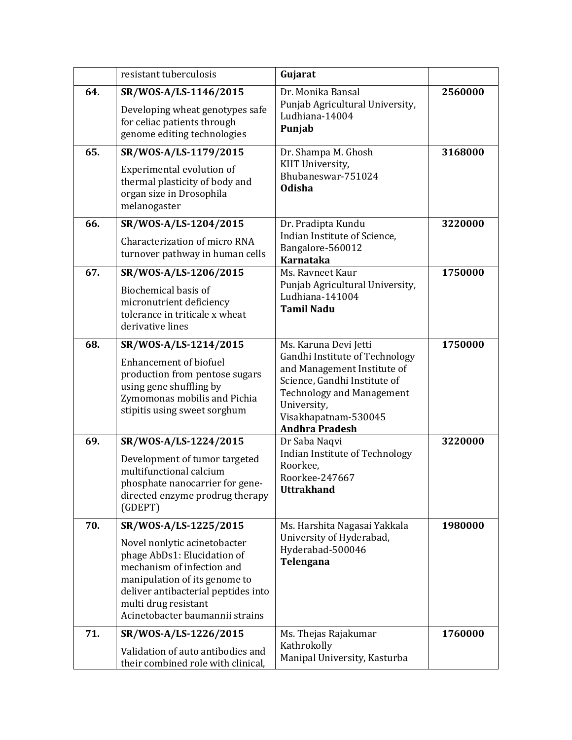|  | resistant tuberculosis | **Gujarat** |  |
|---|---|---|---|
| **64.** | **SR/WOS-A/LS-1146/2015** Developing wheat genotypes safe for celiac patients through genome editing technologies | Dr. Monika Bansal Punjab Agricultural University, Ludhiana-14004 **Punjab** | **2560000** |
| **65.** | **SR/WOS-A/LS-1179/2015** Experimental evolution of thermal plasticity of body and organ size in Drosophila melanogaster | Dr. Shampa M. Ghosh KIIT University, Bhubaneswar-751024 **Odisha** | **3168000** |
| **66.** | **SR/WOS-A/LS-1204/2015** Characterization of micro RNA turnover pathway in human cells | Dr. Pradipta Kundu Indian Institute of Science, Bangalore-560012 **Karnataka** | **3220000** |
| **67.** | **SR/WOS-A/LS-1206/2015** Biochemical basis of micronutrient deficiency tolerance in triticale x wheat derivative lines | Ms. Ravneet Kaur Punjab Agricultural University, Ludhiana-141004 **Tamil Nadu** | **1750000** |
| **68.** | **SR/WOS-A/LS-1214/2015** Enhancement of biofuel production from pentose sugars using gene shuffling by Zymomonas mobilis and Pichia stipitis using sweet sorghum | Ms. Karuna Devi Jetti Gandhi Institute of Technology and Management Institute of Science, Gandhi Institute of Technology and Management University, Visakhapatnam-530045 **Andhra Pradesh** | **1750000** |
| **69.** | **SR/WOS-A/LS-1224/2015** Development of tumor targeted multifunctional calcium phosphate nanocarrier for gene-directed enzyme prodrug therapy (GDEPT) | Dr Saba Naqvi Indian Institute of Technology Roorkee, Roorkee-247667 **Uttrakhand** | **3220000** |
| **70.** | **SR/WOS-A/LS-1225/2015** Novel nonlytic acinetobacter phage AbDs1: Elucidation of mechanism of infection and manipulation of its genome to deliver antibacterial peptides into multi drug resistant Acinetobacter baumannii strains | Ms. Harshita Nagasai Yakkala University of Hyderabad, Hyderabad-500046 **Telengana** | **1980000** |
| **71.** | **SR/WOS-A/LS-1226/2015** Validation of auto antibodies and their combined role with clinical, | Ms. Thejas Rajakumar Kathrokolly Manipal University, Kasturba | **1760000** |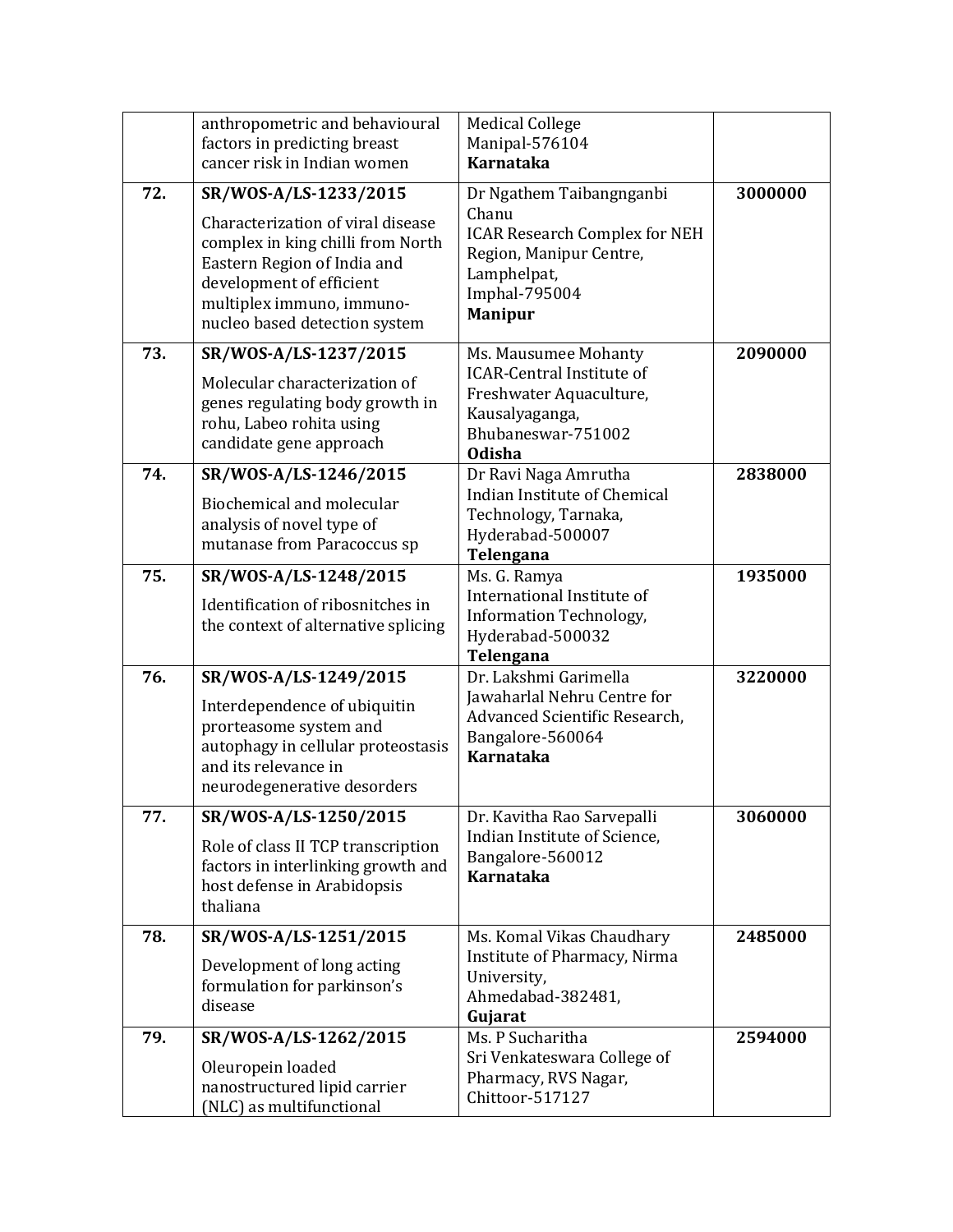|  |  |  |  |
|---|---|---|---|
|  | anthropometric and behavioural factors in predicting breast cancer risk in Indian women | Medical College Manipal-576104 **Karnataka** |  |
| **72.** | **SR/WOS-A/LS-1233/2015** Characterization of viral disease complex in king chilli from North Eastern Region of India and development of efficient multiplex immuno, immuno-nucleo based detection system | Dr Ngathem Taibangnganbi Chanu ICAR Research Complex for NEH Region, Manipur Centre, Lamphelpat, Imphal-795004 **Manipur** | **3000000** |
| **73.** | **SR/WOS-A/LS-1237/2015** Molecular characterization of genes regulating body growth in rohu, Labeo rohita using candidate gene approach | Ms. Mausumee Mohanty ICAR-Central Institute of Freshwater Aquaculture, Kausalyaganga, Bhubaneswar-751002 **Odisha** | **2090000** |
| **74.** | **SR/WOS-A/LS-1246/2015** Biochemical and molecular analysis of novel type of mutanase from Paracoccus sp | Dr Ravi Naga Amrutha Indian Institute of Chemical Technology, Tarnaka, Hyderabad-500007 **Telengana** | **2838000** |
| **75.** | **SR/WOS-A/LS-1248/2015** Identification of ribosnitches in the context of alternative splicing | Ms. G. Ramya International Institute of Information Technology, Hyderabad-500032 **Telengana** | **1935000** |
| **76.** | **SR/WOS-A/LS-1249/2015** Interdependence of ubiquitin prorteasome system and autophagy in cellular proteostasis and its relevance in neurodegenerative desorders | Dr. Lakshmi Garimella Jawaharlal Nehru Centre for Advanced Scientific Research, Bangalore-560064 **Karnataka** | **3220000** |
| **77.** | **SR/WOS-A/LS-1250/2015** Role of class II TCP transcription factors in interlinking growth and host defense in Arabidopsis thaliana | Dr. Kavitha Rao Sarvepalli Indian Institute of Science, Bangalore-560012 **Karnataka** | **3060000** |
| **78.** | **SR/WOS-A/LS-1251/2015** Development of long acting formulation for parkinson's disease | Ms. Komal Vikas Chaudhary Institute of Pharmacy, Nirma University, Ahmedabad-382481, **Gujarat** | **2485000** |
| **79.** | **SR/WOS-A/LS-1262/2015** Oleuropein loaded nanostructured lipid carrier (NLC) as multifunctional | Ms. P Sucharitha Sri Venkateswara College of Pharmacy, RVS Nagar, Chittoor-517127 | **2594000** |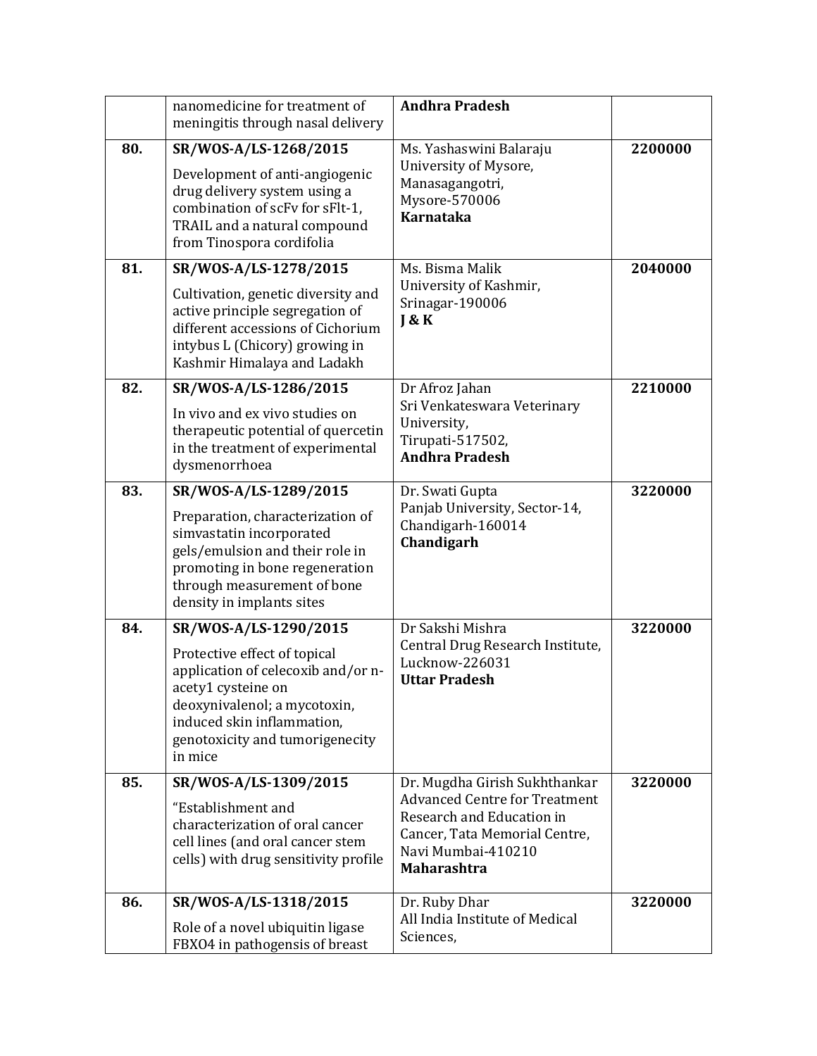| | | | |
|---|---|---|---|
| | nanomedicine for treatment of meningitis through nasal delivery | **Andhra Pradesh** | |
| **80.** | **SR/WOS-A/LS-1268/2015**<br><br>Development of anti-angiogenic drug delivery system using a combination of scFv for sFlt-1, TRAIL and a natural compound from Tinospora cordifolia | Ms. Yashaswini Balaraju<br>University of Mysore,<br>Manasagangotri,<br>Mysore-570006<br>**Karnataka** | **2200000** |
| **81.** | **SR/WOS-A/LS-1278/2015**<br><br>Cultivation, genetic diversity and active principle segregation of different accessions of Cichorium intybus L (Chicory) growing in Kashmir Himalaya and Ladakh | Ms. Bisma Malik<br>University of Kashmir,<br>Srinagar-190006<br>**J & K** | **2040000** |
| **82.** | **SR/WOS-A/LS-1286/2015**<br><br>In vivo and ex vivo studies on therapeutic potential of quercetin in the treatment of experimental dysmenorrhoea | Dr Afroz Jahan<br>Sri Venkateswara Veterinary University,<br>Tirupati-517502,<br>**Andhra Pradesh** | **2210000** |
| **83.** | **SR/WOS-A/LS-1289/2015**<br><br>Preparation, characterization of simvastatin incorporated gels/emulsion and their role in promoting in bone regeneration through measurement of bone density in implants sites | Dr. Swati Gupta<br>Panjab University, Sector-14,<br>Chandigarh-160014<br>**Chandigarh** | **3220000** |
| **84.** | **SR/WOS-A/LS-1290/2015**<br><br>Protective effect of topical application of celecoxib and/or n-acety1 cysteine on deoxynivalenol; a mycotoxin, induced skin inflammation, genotoxicity and tumorigenecity in mice | Dr Sakshi Mishra<br>Central Drug Research Institute,<br>Lucknow-226031<br>**Uttar Pradesh** | **3220000** |
| **85.** | **SR/WOS-A/LS-1309/2015**<br><br>"Establishment and characterization of oral cancer cell lines (and oral cancer stem cells) with drug sensitivity profile | Dr. Mugdha Girish Sukhthankar<br>Advanced Centre for Treatment Research and Education in Cancer, Tata Memorial Centre,<br>Navi Mumbai-410210<br>**Maharashtra** | **3220000** |
| **86.** | **SR/WOS-A/LS-1318/2015**<br><br>Role of a novel ubiquitin ligase FBXO4 in pathogensis of breast | Dr. Ruby Dhar<br>All India Institute of Medical Sciences, | **3220000** |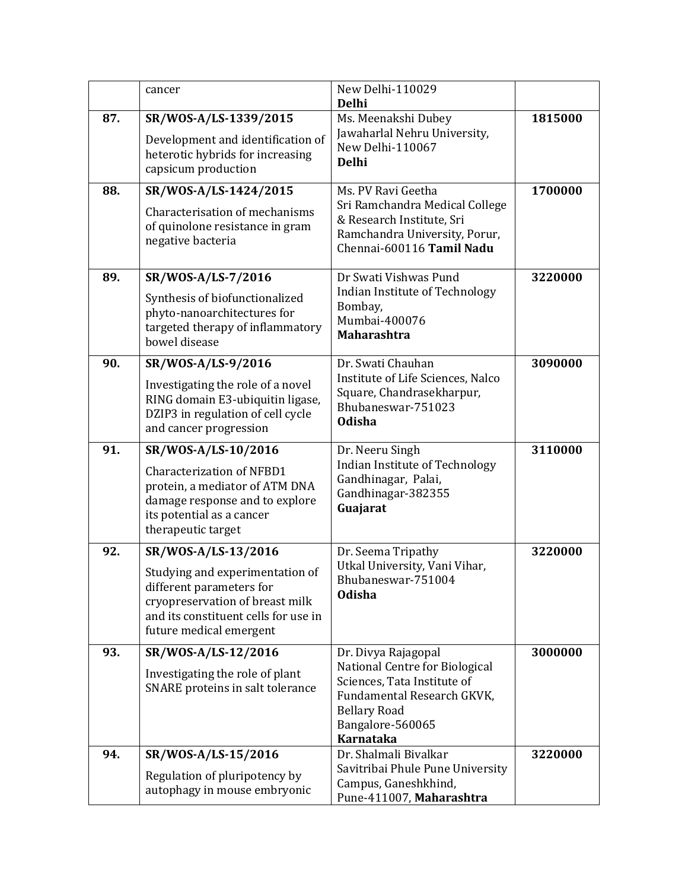|  | cancer | New Delhi-110029 **Delhi** |  |
|---|---|---|---|
| **87.** | **SR/WOS-A/LS-1339/2015** Development and identification of heterotic hybrids for increasing capsicum production | Ms. Meenakshi Dubey Jawaharlal Nehru University, New Delhi-110067 **Delhi** | **1815000** |
| **88.** | **SR/WOS-A/LS-1424/2015** Characterisation of mechanisms of quinolone resistance in gram negative bacteria | Ms. PV Ravi Geetha Sri Ramchandra Medical College & Research Institute, Sri Ramchandra University, Porur, Chennai-600116 **Tamil Nadu** | **1700000** |
| **89.** | **SR/WOS-A/LS-7/2016** Synthesis of biofunctionalized phyto-nanoarchitectures for targeted therapy of inflammatory bowel disease | Dr Swati Vishwas Pund Indian Institute of Technology Bombay, Mumbai-400076 **Maharashtra** | **3220000** |
| **90.** | **SR/WOS-A/LS-9/2016** Investigating the role of a novel RING domain E3-ubiquitin ligase, DZIP3 in regulation of cell cycle and cancer progression | Dr. Swati Chauhan Institute of Life Sciences, Nalco Square, Chandrasekharpur, Bhubaneswar-751023 **Odisha** | **3090000** |
| **91.** | **SR/WOS-A/LS-10/2016** Characterization of NFBD1 protein, a mediator of ATM DNA damage response and to explore its potential as a cancer therapeutic target | Dr. Neeru Singh Indian Institute of Technology Gandhinagar, Palai, Gandhinagar-382355 **Guajarat** | **3110000** |
| **92.** | **SR/WOS-A/LS-13/2016** Studying and experimentation of different parameters for cryopreservation of breast milk and its constituent cells for use in future medical emergent | Dr. Seema Tripathy Utkal University, Vani Vihar, Bhubaneswar-751004 **Odisha** | **3220000** |
| **93.** | **SR/WOS-A/LS-12/2016** Investigating the role of plant SNARE proteins in salt tolerance | Dr. Divya Rajagopal National Centre for Biological Sciences, Tata Institute of Fundamental Research GKVK, Bellary Road Bangalore-560065 **Karnataka** | **3000000** |
| **94.** | **SR/WOS-A/LS-15/2016** Regulation of pluripotency by autophagy in mouse embryonic | Dr. Shalmali Bivalkar Savitribai Phule Pune University Campus, Ganeshkhind, Pune-411007, **Maharashtra** | **3220000** |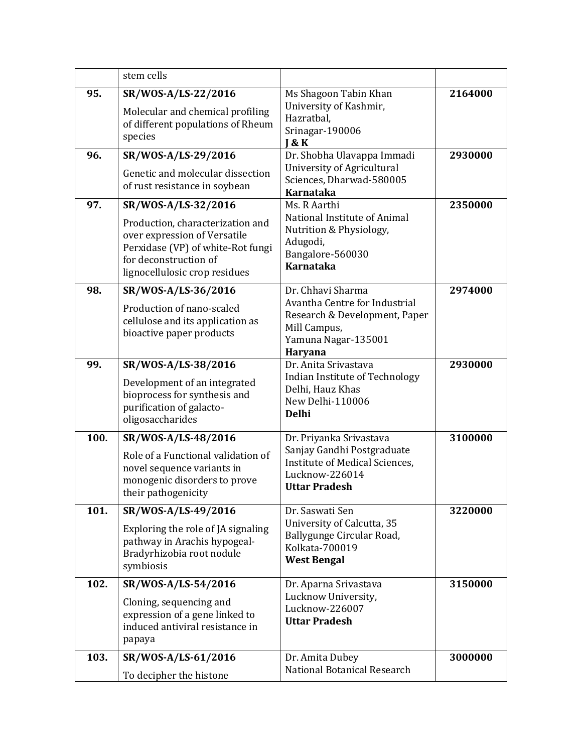| | | | |
|---|---|---|---|
| | stem cells | | |
| **95.** | **SR/WOS-A/LS-22/2016**<br>Molecular and chemical profiling of different populations of Rheum species | Ms Shagoon Tabin Khan<br>University of Kashmir, Hazratbal,<br>Srinagar-190006<br>**J & K** | **2164000** |
| **96.** | **SR/WOS-A/LS-29/2016**<br>Genetic and molecular dissection of rust resistance in soybean | Dr. Shobha Ulavappa Immadi<br>University of Agricultural Sciences, Dharwad-580005<br>**Karnataka** | **2930000** |
| **97.** | **SR/WOS-A/LS-32/2016**<br>Production, characterization and over expression of Versatile Perxidase (VP) of white-Rot fungi for deconstruction of lignocellulosic crop residues | Ms. R Aarthi<br>National Institute of Animal Nutrition & Physiology, Adugodi,<br>Bangalore-560030<br>**Karnataka** | **2350000** |
| **98.** | **SR/WOS-A/LS-36/2016**<br>Production of nano-scaled cellulose and its application as bioactive paper products | Dr. Chhavi Sharma<br>Avantha Centre for Industrial Research & Development, Paper Mill Campus,<br>Yamuna Nagar-135001<br>**Haryana** | **2974000** |
| **99.** | **SR/WOS-A/LS-38/2016**<br>Development of an integrated bioprocess for synthesis and purification of galacto-oligosaccharides | Dr. Anita Srivastava<br>Indian Institute of Technology Delhi, Hauz Khas<br>New Delhi-110006<br>**Delhi** | **2930000** |
| **100.** | **SR/WOS-A/LS-48/2016**<br>Role of a Functional validation of novel sequence variants in monogenic disorders to prove their pathogenicity | Dr. Priyanka Srivastava<br>Sanjay Gandhi Postgraduate Institute of Medical Sciences,<br>Lucknow-226014<br>**Uttar Pradesh** | **3100000** |
| **101.** | **SR/WOS-A/LS-49/2016**<br>Exploring the role of JA signaling pathway in Arachis hypogeal-Bradyrhizobia root nodule symbiosis | Dr. Saswati Sen<br>University of Calcutta, 35 Ballygunge Circular Road,<br>Kolkata-700019<br>**West Bengal** | **3220000** |
| **102.** | **SR/WOS-A/LS-54/2016**<br>Cloning, sequencing and expression of a gene linked to induced antiviral resistance in papaya | Dr. Aparna Srivastava<br>Lucknow University,<br>Lucknow-226007<br>**Uttar Pradesh** | **3150000** |
| **103.** | **SR/WOS-A/LS-61/2016**<br>To decipher the histone | Dr. Amita Dubey<br>National Botanical Research | **3000000** |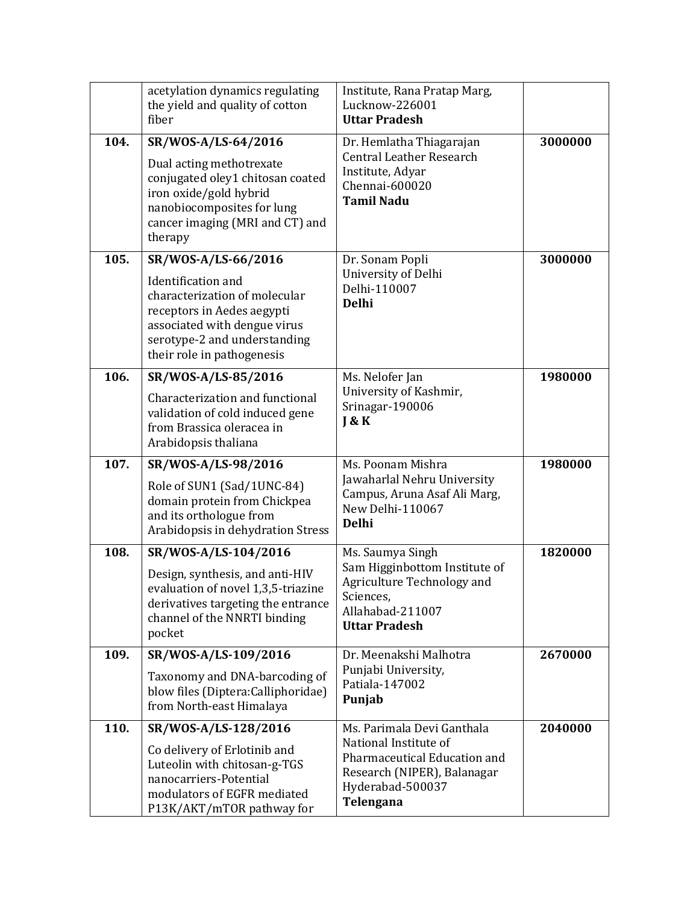| | | | |
|---|---|---|---|
| | acetylation dynamics regulating the yield and quality of cotton fiber | Institute, Rana Pratap Marg, Lucknow-226001 **Uttar Pradesh** | |
| **104.** | **SR/WOS-A/LS-64/2016** Dual acting methotrexate conjugated oley1 chitosan coated iron oxide/gold hybrid nanobiocomposites for lung cancer imaging (MRI and CT) and therapy | Dr. Hemlatha Thiagarajan Central Leather Research Institute, Adyar Chennai-600020 **Tamil Nadu** | **3000000** |
| **105.** | **SR/WOS-A/LS-66/2016** Identification and characterization of molecular receptors in Aedes aegypti associated with dengue virus serotype-2 and understanding their role in pathogenesis | Dr. Sonam Popli University of Delhi Delhi-110007 **Delhi** | **3000000** |
| **106.** | **SR/WOS-A/LS-85/2016** Characterization and functional validation of cold induced gene from Brassica oleracea in Arabidopsis thaliana | Ms. Nelofer Jan University of Kashmir, Srinagar-190006 **J & K** | **1980000** |
| **107.** | **SR/WOS-A/LS-98/2016** Role of SUN1 (Sad/1UNC-84) domain protein from Chickpea and its orthologue from Arabidopsis in dehydration Stress | Ms. Poonam Mishra Jawaharlal Nehru University Campus, Aruna Asaf Ali Marg, New Delhi-110067 **Delhi** | **1980000** |
| **108.** | **SR/WOS-A/LS-104/2016** Design, synthesis, and anti-HIV evaluation of novel 1,3,5-triazine derivatives targeting the entrance channel of the NNRTI binding pocket | Ms. Saumya Singh Sam Higginbottom Institute of Agriculture Technology and Sciences, Allahabad-211007 **Uttar Pradesh** | **1820000** |
| **109.** | **SR/WOS-A/LS-109/2016** Taxonomy and DNA-barcoding of blow files (Diptera:Calliphoridae) from North-east Himalaya | Dr. Meenakshi Malhotra Punjabi University, Patiala-147002 **Punjab** | **2670000** |
| **110.** | **SR/WOS-A/LS-128/2016** Co delivery of Erlotinib and Luteolin with chitosan-g-TGS nanocarriers-Potential modulators of EGFR mediated P13K/AKT/mTOR pathway for | Ms. Parimala Devi Ganthala National Institute of Pharmaceutical Education and Research (NIPER), Balanagar Hyderabad-500037 **Telengana** | **2040000** |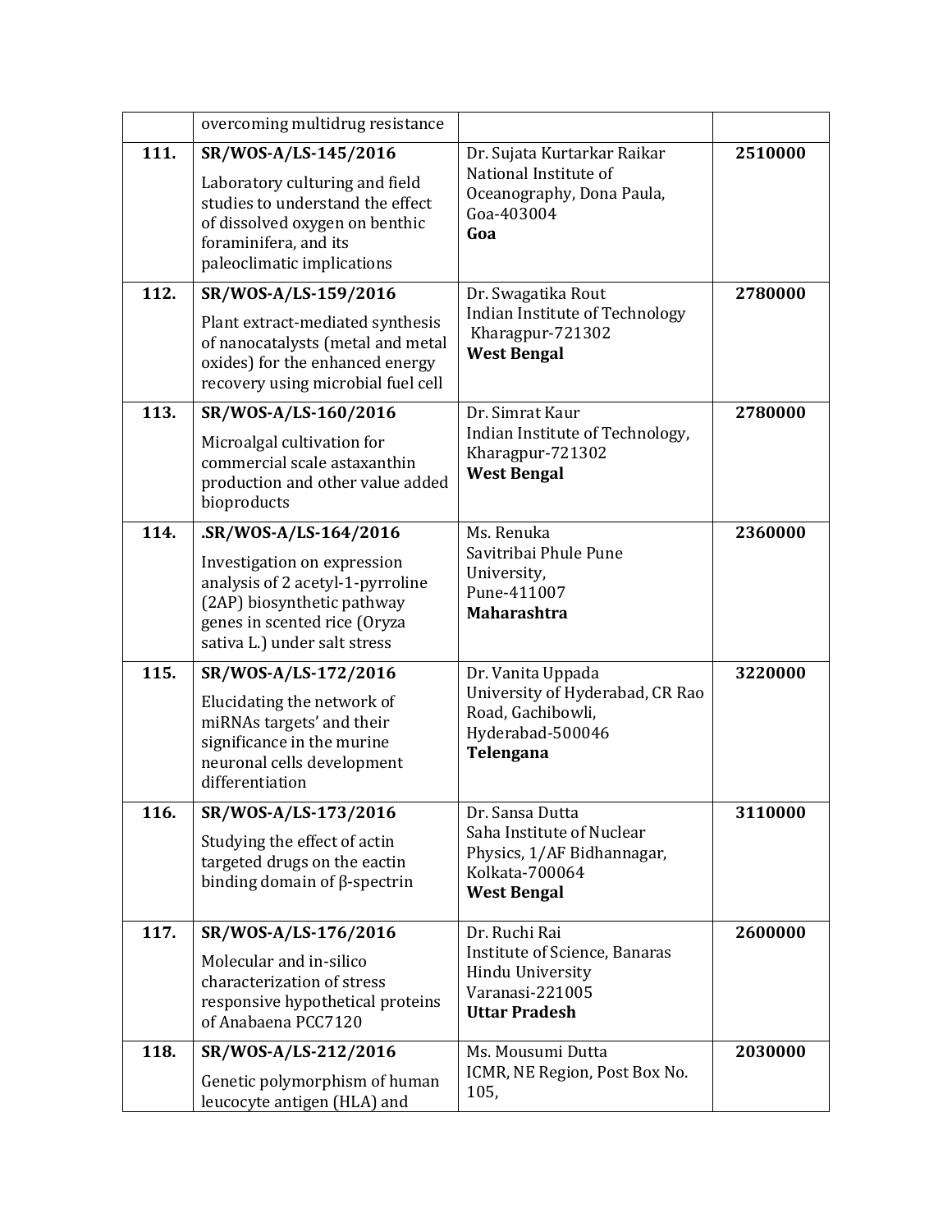| | | | |
|---|---|---|---|
| | overcoming multidrug resistance | | |
| **111.** | **SR/WOS-A/LS-145/2016**<br><br>Laboratory culturing and field studies to understand the effect of dissolved oxygen on benthic foraminifera, and its paleoclimatic implications | Dr. Sujata Kurtarkar Raikar<br>National Institute of Oceanography, Dona Paula, Goa-403004<br>**Goa** | **2510000** |
| **112.** | **SR/WOS-A/LS-159/2016**<br><br>Plant extract-mediated synthesis of nanocatalysts (metal and metal oxides) for the enhanced energy recovery using microbial fuel cell | Dr. Swagatika Rout<br>Indian Institute of Technology Kharagpur-721302<br>**West Bengal** | **2780000** |
| **113.** | **SR/WOS-A/LS-160/2016**<br><br>Microalgal cultivation for commercial scale astaxanthin production and other value added bioproducts | Dr. Simrat Kaur<br>Indian Institute of Technology, Kharagpur-721302<br>**West Bengal** | **2780000** |
| **114.** | **.SR/WOS-A/LS-164/2016**<br><br>Investigation on expression analysis of 2 acetyl-1-pyrroline (2AP) biosynthetic pathway genes in scented rice (Oryza sativa L.) under salt stress | Ms. Renuka<br>Savitribai Phule Pune University,<br>Pune-411007<br>**Maharashtra** | **2360000** |
| **115.** | **SR/WOS-A/LS-172/2016**<br><br>Elucidating the network of miRNAs targets' and their significance in the murine neuronal cells development differentiation | Dr. Vanita Uppada<br>University of Hyderabad, CR Rao Road, Gachibowli,<br>Hyderabad-500046<br>**Telengana** | **3220000** |
| **116.** | **SR/WOS-A/LS-173/2016**<br><br>Studying the effect of actin targeted drugs on the eactin binding domain of β-spectrin | Dr. Sansa Dutta<br>Saha Institute of Nuclear Physics, 1/AF Bidhannagar, Kolkata-700064<br>**West Bengal** | **3110000** |
| **117.** | **SR/WOS-A/LS-176/2016**<br><br>Molecular and in-silico characterization of stress responsive hypothetical proteins of Anabaena PCC7120 | Dr. Ruchi Rai<br>Institute of Science, Banaras Hindu University<br>Varanasi-221005<br>**Uttar Pradesh** | **2600000** |
| **118.** | **SR/WOS-A/LS-212/2016**<br><br>Genetic polymorphism of human leucocyte antigen (HLA) and | Ms. Mousumi Dutta<br>ICMR, NE Region, Post Box No. 105, | **2030000** |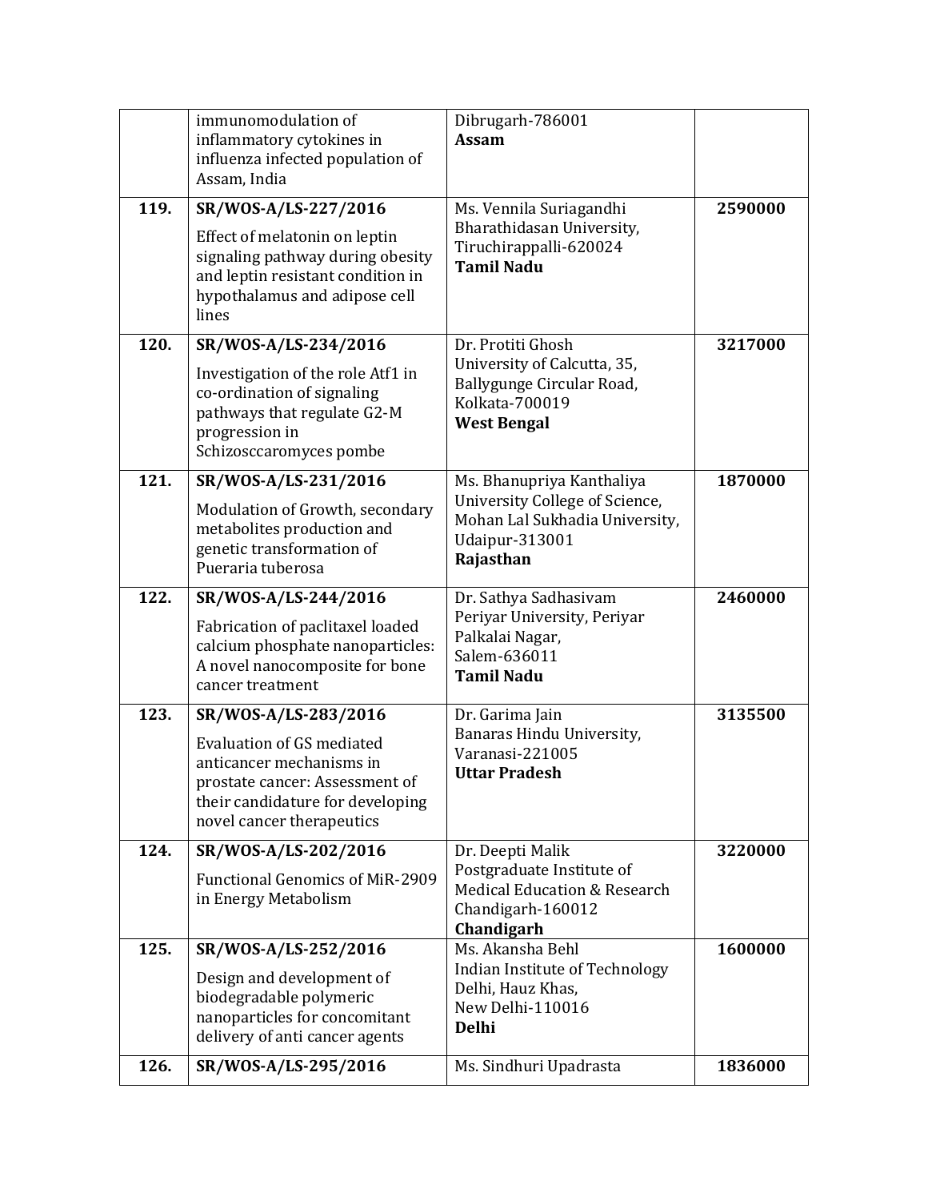| | | | |
|---|---|---|---|
| | immunomodulation of inflammatory cytokines in influenza infected population of Assam, India | Dibrugarh-786001 **Assam** | |
| **119.** | **SR/WOS-A/LS-227/2016** Effect of melatonin on leptin signaling pathway during obesity and leptin resistant condition in hypothalamus and adipose cell lines | Ms. Vennila Suriagandhi Bharathidasan University, Tiruchirappalli-620024 **Tamil Nadu** | **2590000** |
| **120.** | **SR/WOS-A/LS-234/2016** Investigation of the role Atf1 in co-ordination of signaling pathways that regulate G2-M progression in Schizosccaromyces pombe | Dr. Protiti Ghosh University of Calcutta, 35, Ballygunge Circular Road, Kolkata-700019 **West Bengal** | **3217000** |
| **121.** | **SR/WOS-A/LS-231/2016** Modulation of Growth, secondary metabolites production and genetic transformation of Pueraria tuberosa | Ms. Bhanupriya Kanthaliya University College of Science, Mohan Lal Sukhadia University, Udaipur-313001 **Rajasthan** | **1870000** |
| **122.** | **SR/WOS-A/LS-244/2016** Fabrication of paclitaxel loaded calcium phosphate nanoparticles: A novel nanocomposite for bone cancer treatment | Dr. Sathya Sadhasivam Periyar University, Periyar Palkalai Nagar, Salem-636011 **Tamil Nadu** | **2460000** |
| **123.** | **SR/WOS-A/LS-283/2016** Evaluation of GS mediated anticancer mechanisms in prostate cancer: Assessment of their candidature for developing novel cancer therapeutics | Dr. Garima Jain Banaras Hindu University, Varanasi-221005 **Uttar Pradesh** | **3135500** |
| **124.** | **SR/WOS-A/LS-202/2016** Functional Genomics of MiR-2909 in Energy Metabolism | Dr. Deepti Malik Postgraduate Institute of Medical Education & Research Chandigarh-160012 **Chandigarh** | **3220000** |
| **125.** | **SR/WOS-A/LS-252/2016** Design and development of biodegradable polymeric nanoparticles for concomitant delivery of anti cancer agents | Ms. Akansha Behl Indian Institute of Technology Delhi, Hauz Khas, New Delhi-110016 **Delhi** | **1600000** |
| **126.** | **SR/WOS-A/LS-295/2016** | Ms. Sindhuri Upadrasta | **1836000** |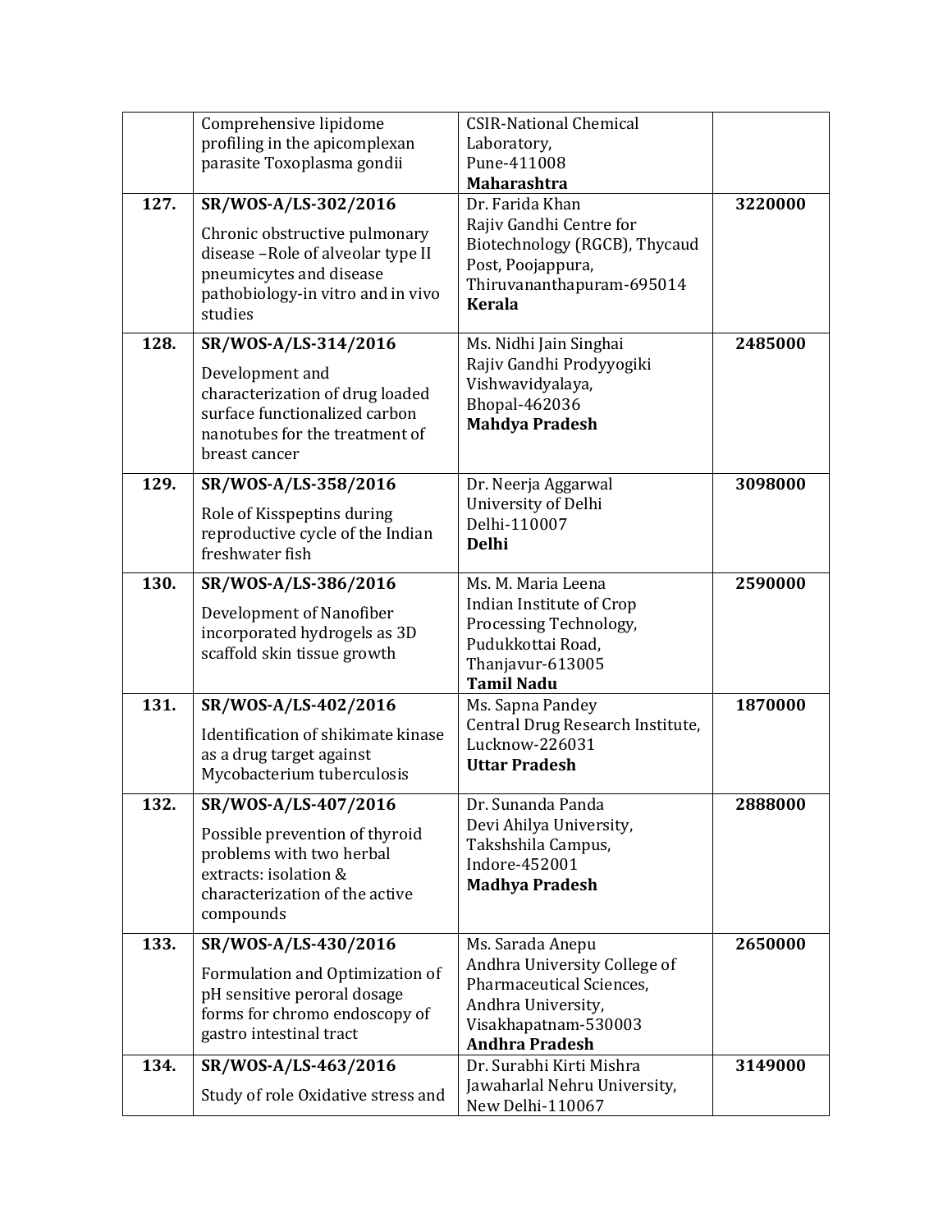| | | | |
|---|---|---|---|
| | Comprehensive lipidome profiling in the apicomplexan parasite Toxoplasma gondii | CSIR-National Chemical Laboratory, Pune-411008 **Maharashtra** | |
| **127.** | **SR/WOS-A/LS-302/2016** Chronic obstructive pulmonary disease –Role of alveolar type II pneumicytes and disease pathobiology-in vitro and in vivo studies | Dr. Farida Khan Rajiv Gandhi Centre for Biotechnology (RGCB), Thycaud Post, Poojappura, Thiruvananthapuram-695014 **Kerala** | **3220000** |
| **128.** | **SR/WOS-A/LS-314/2016** Development and characterization of drug loaded surface functionalized carbon nanotubes for the treatment of breast cancer | Ms. Nidhi Jain Singhai Rajiv Gandhi Prodyyogiki Vishwavidyalaya, Bhopal-462036 **Mahdya Pradesh** | **2485000** |
| **129.** | **SR/WOS-A/LS-358/2016** Role of Kisspeptins during reproductive cycle of the Indian freshwater fish | Dr. Neerja Aggarwal University of Delhi Delhi-110007 **Delhi** | **3098000** |
| **130.** | **SR/WOS-A/LS-386/2016** Development of Nanofiber incorporated hydrogels as 3D scaffold skin tissue growth | Ms. M. Maria Leena Indian Institute of Crop Processing Technology, Pudukkottai Road, Thanjavur-613005 **Tamil Nadu** | **2590000** |
| **131.** | **SR/WOS-A/LS-402/2016** Identification of shikimate kinase as a drug target against Mycobacterium tuberculosis | Ms. Sapna Pandey Central Drug Research Institute, Lucknow-226031 **Uttar Pradesh** | **1870000** |
| **132.** | **SR/WOS-A/LS-407/2016** Possible prevention of thyroid problems with two herbal extracts: isolation & characterization of the active compounds | Dr. Sunanda Panda Devi Ahilya University, Takshshila Campus, Indore-452001 **Madhya Pradesh** | **2888000** |
| **133.** | **SR/WOS-A/LS-430/2016** Formulation and Optimization of pH sensitive peroral dosage forms for chromo endoscopy of gastro intestinal tract | Ms. Sarada Anepu Andhra University College of Pharmaceutical Sciences, Andhra University, Visakhapatnam-530003 **Andhra Pradesh** | **2650000** |
| **134.** | **SR/WOS-A/LS-463/2016** Study of role Oxidative stress and | Dr. Surabhi Kirti Mishra Jawaharlal Nehru University, New Delhi-110067 | **3149000** |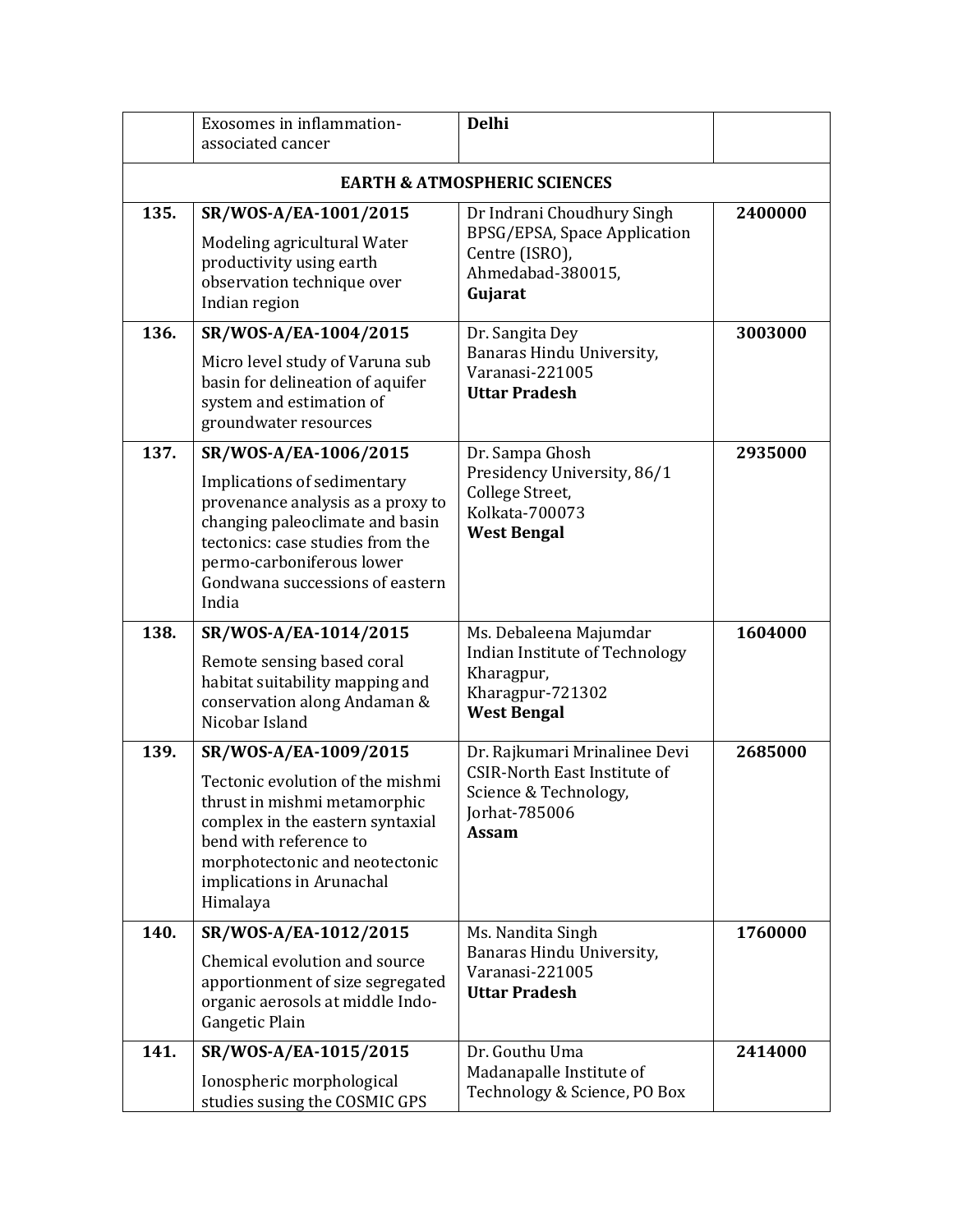| | | | |
|---|---|---|---|
| | Exosomes in inflammation-associated cancer | **Delhi** | |
| | **EARTH & ATMOSPHERIC SCIENCES** | | |
| **135.** | **SR/WOS-A/EA-1001/2015**<br>Modeling agricultural Water productivity using earth observation technique over Indian region | Dr Indrani Choudhury Singh<br>BPSG/EPSA, Space Application Centre (ISRO),<br>Ahmedabad-380015,<br>**Gujarat** | **2400000** |
| **136.** | **SR/WOS-A/EA-1004/2015**<br>Micro level study of Varuna sub basin for delineation of aquifer system and estimation of groundwater resources | Dr. Sangita Dey<br>Banaras Hindu University,<br>Varanasi-221005<br>**Uttar Pradesh** | **3003000** |
| **137.** | **SR/WOS-A/EA-1006/2015**<br>Implications of sedimentary provenance analysis as a proxy to changing paleoclimate and basin tectonics: case studies from the permo-carboniferous lower Gondwana successions of eastern India | Dr. Sampa Ghosh<br>Presidency University, 86/1 College Street,<br>Kolkata-700073<br>**West Bengal** | **2935000** |
| **138.** | **SR/WOS-A/EA-1014/2015**<br>Remote sensing based coral habitat suitability mapping and conservation along Andaman & Nicobar Island | Ms. Debaleena Majumdar<br>Indian Institute of Technology Kharagpur,<br>Kharagpur-721302<br>**West Bengal** | **1604000** |
| **139.** | **SR/WOS-A/EA-1009/2015**<br>Tectonic evolution of the mishmi thrust in mishmi metamorphic complex in the eastern syntaxial bend with reference to morphotectonic and neotectonic implications in Arunachal Himalaya | Dr. Rajkumari Mrinalinee Devi<br>CSIR-North East Institute of Science & Technology,<br>Jorhat-785006<br>**Assam** | **2685000** |
| **140.** | **SR/WOS-A/EA-1012/2015**<br>Chemical evolution and source apportionment of size segregated organic aerosols at middle Indo-Gangetic Plain | Ms. Nandita Singh<br>Banaras Hindu University,<br>Varanasi-221005<br>**Uttar Pradesh** | **1760000** |
| **141.** | **SR/WOS-A/EA-1015/2015**<br>Ionospheric morphological studies susing the COSMIC GPS | Dr. Gouthu Uma<br>Madanapalle Institute of Technology & Science, PO Box | **2414000** |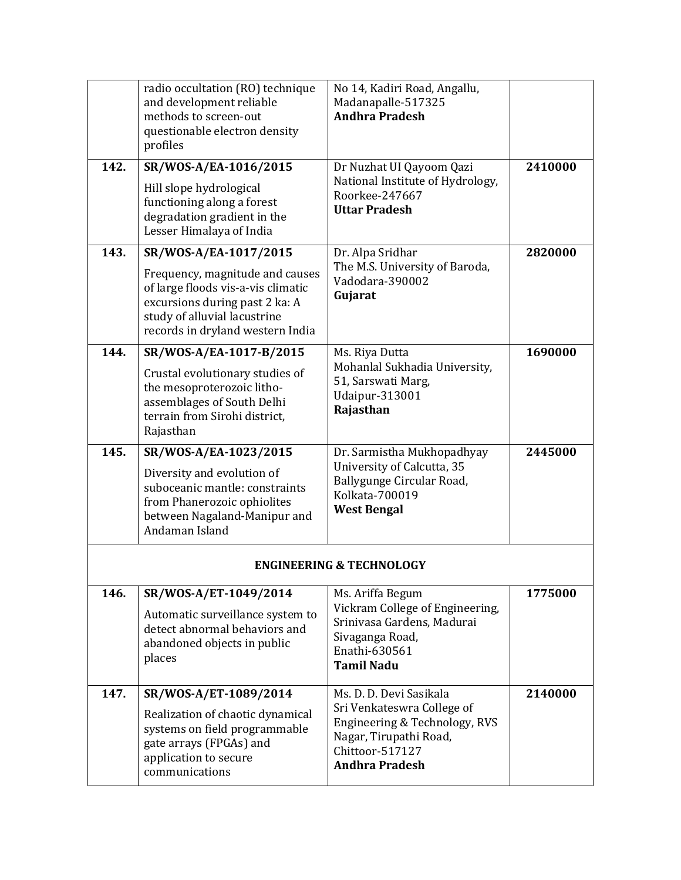| | | | |
|---|---|---|---|
| | radio occultation (RO) technique and development reliable methods to screen-out questionable electron density profiles | No 14, Kadiri Road, Angallu, Madanapalle-517325 **Andhra Pradesh** | |
| **142.** | **SR/WOS-A/EA-1016/2015** Hill slope hydrological functioning along a forest degradation gradient in the Lesser Himalaya of India | Dr Nuzhat Ul Qayoom Qazi National Institute of Hydrology, Roorkee-247667 **Uttar Pradesh** | **2410000** |
| **143.** | **SR/WOS-A/EA-1017/2015** Frequency, magnitude and causes of large floods vis-a-vis climatic excursions during past 2 ka: A study of alluvial lacustrine records in dryland western India | Dr. Alpa Sridhar The M.S. University of Baroda, Vadodara-390002 **Gujarat** | **2820000** |
| **144.** | **SR/WOS-A/EA-1017-B/2015** Crustal evolutionary studies of the mesoproterozoic litho-assemblages of South Delhi terrain from Sirohi district, Rajasthan | Ms. Riya Dutta Mohanlal Sukhadia University, 51, Sarswati Marg, Udaipur-313001 **Rajasthan** | **1690000** |
| **145.** | **SR/WOS-A/EA-1023/2015** Diversity and evolution of suboceanic mantle: constraints from Phanerozoic ophiolites between Nagaland-Manipur and Andaman Island | Dr. Sarmistha Mukhopadhyay University of Calcutta, 35 Ballygunge Circular Road, Kolkata-700019 **West Bengal** | **2445000** |
| | **ENGINEERING & TECHNOLOGY** | | |
| **146.** | **SR/WOS-A/ET-1049/2014** Automatic surveillance system to detect abnormal behaviors and abandoned objects in public places | Ms. Ariffa Begum Vickram College of Engineering, Srinivasa Gardens, Madurai Sivaganga Road, Enathi-630561 **Tamil Nadu** | **1775000** |
| **147.** | **SR/WOS-A/ET-1089/2014** Realization of chaotic dynamical systems on field programmable gate arrays (FPGAs) and application to secure communications | Ms. D. D. Devi Sasikala Sri Venkateswra College of Engineering & Technology, RVS Nagar, Tirupathi Road, Chittoor-517127 **Andhra Pradesh** | **2140000** |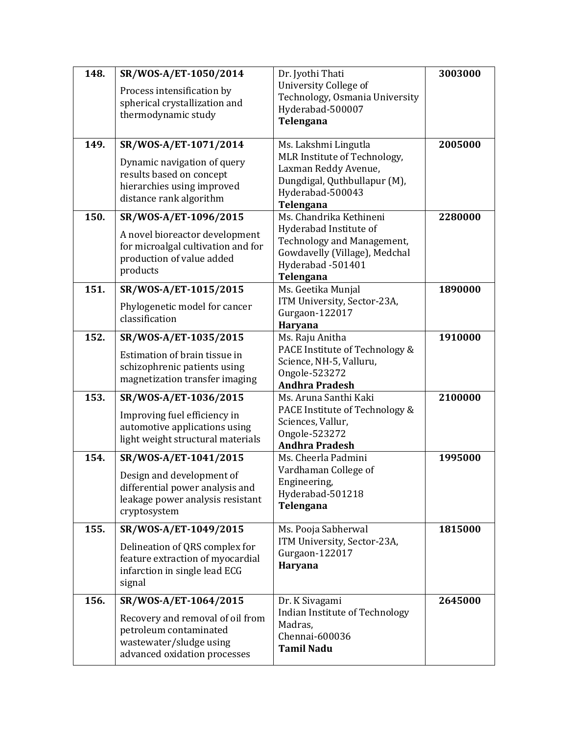| | | | |
|---|---|---|---|
| **148.** | **SR/WOS-A/ET-1050/2014**<br>Process intensification by spherical crystallization and thermodynamic study | Dr. Jyothi Thati<br>University College of Technology, Osmania University<br>Hyderabad-500007<br>**Telengana** | **3003000** |
| **149.** | **SR/WOS-A/ET-1071/2014**<br>Dynamic navigation of query results based on concept hierarchies using improved distance rank algorithm | Ms. Lakshmi Lingutla<br>MLR Institute of Technology, Laxman Reddy Avenue, Dungdigal, Quthbullapur (M), Hyderabad-500043<br>**Telengana** | **2005000** |
| **150.** | **SR/WOS-A/ET-1096/2015**<br>A novel bioreactor development for microalgal cultivation and for production of value added products | Ms. Chandrika Kethineni<br>Hyderabad Institute of Technology and Management, Gowdavelly (Village), Medchal Hyderabad -501401<br>**Telengana** | **2280000** |
| **151.** | **SR/WOS-A/ET-1015/2015**<br>Phylogenetic model for cancer classification | Ms. Geetika Munjal<br>ITM University, Sector-23A, Gurgaon-122017<br>**Haryana** | **1890000** |
| **152.** | **SR/WOS-A/ET-1035/2015**<br>Estimation of brain tissue in schizophrenic patients using magnetization transfer imaging | Ms. Raju Anitha<br>PACE Institute of Technology & Science, NH-5, Valluru, Ongole-523272<br>**Andhra Pradesh** | **1910000** |
| **153.** | **SR/WOS-A/ET-1036/2015**<br>Improving fuel efficiency in automotive applications using light weight structural materials | Ms. Aruna Santhi Kaki<br>PACE Institute of Technology & Sciences, Vallur, Ongole-523272<br>**Andhra Pradesh** | **2100000** |
| **154.** | **SR/WOS-A/ET-1041/2015**<br>Design and development of differential power analysis and leakage power analysis resistant cryptosystem | Ms. Cheerla Padmini<br>Vardhaman College of Engineering, Hyderabad-501218<br>**Telengana** | **1995000** |
| **155.** | **SR/WOS-A/ET-1049/2015**<br>Delineation of QRS complex for feature extraction of myocardial infarction in single lead ECG signal | Ms. Pooja Sabherwal<br>ITM University, Sector-23A, Gurgaon-122017<br>**Haryana** | **1815000** |
| **156.** | **SR/WOS-A/ET-1064/2015**<br>Recovery and removal of oil from petroleum contaminated wastewater/sludge using advanced oxidation processes | Dr. K Sivagami<br>Indian Institute of Technology Madras,<br>Chennai-600036<br>**Tamil Nadu** | **2645000** |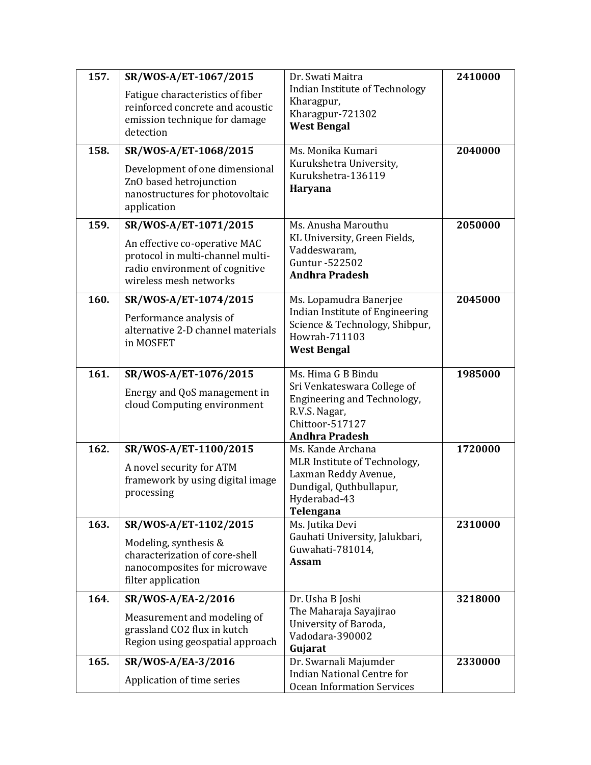| **157.** | **SR/WOS-A/ET-1067/2015**<br>Fatigue characteristics of fiber reinforced concrete and acoustic emission technique for damage detection | Dr. Swati Maitra<br>Indian Institute of Technology Kharagpur,<br>Kharagpur-721302<br>**West Bengal** | **2410000** |
|---|---|---|---|
| **158.** | **SR/WOS-A/ET-1068/2015**<br>Development of one dimensional ZnO based hetrojunction nanostructures for photovoltaic application | Ms. Monika Kumari<br>Kurukshetra University,<br>Kurukshetra-136119<br>**Haryana** | **2040000** |
| **159.** | **SR/WOS-A/ET-1071/2015**<br>An effective co-operative MAC protocol in multi-channel multi-radio environment of cognitive wireless mesh networks | Ms. Anusha Marouthu<br>KL University, Green Fields, Vaddeswaram,<br>Guntur -522502<br>**Andhra Pradesh** | **2050000** |
| **160.** | **SR/WOS-A/ET-1074/2015**<br>Performance analysis of alternative 2-D channel materials in MOSFET | Ms. Lopamudra Banerjee<br>Indian Institute of Engineering Science & Technology, Shibpur,<br>Howrah-711103<br>**West Bengal** | **2045000** |
| **161.** | **SR/WOS-A/ET-1076/2015**<br>Energy and QoS management in cloud Computing environment | Ms. Hima G B Bindu<br>Sri Venkateswara College of Engineering and Technology,<br>R.V.S. Nagar,<br>Chittoor-517127<br>**Andhra Pradesh** | **1985000** |
| **162.** | **SR/WOS-A/ET-1100/2015**<br>A novel security for ATM framework by using digital image processing | Ms. Kande Archana<br>MLR Institute of Technology, Laxman Reddy Avenue, Dundigal, Quthbullapur,<br>Hyderabad-43<br>**Telengana** | **1720000** |
| **163.** | **SR/WOS-A/ET-1102/2015**<br>Modeling, synthesis & characterization of core-shell nanocomposites for microwave filter application | Ms. Jutika Devi<br>Gauhati University, Jalukbari,<br>Guwahati-781014,<br>**Assam** | **2310000** |
| **164.** | **SR/WOS-A/EA-2/2016**<br>Measurement and modeling of grassland CO2 flux in kutch Region using geospatial approach | Dr. Usha B Joshi<br>The Maharaja Sayajirao University of Baroda,<br>Vadodara-390002<br>**Gujarat** | **3218000** |
| **165.** | **SR/WOS-A/EA-3/2016**<br>Application of time series | Dr. Swarnali Majumder<br>Indian National Centre for Ocean Information Services | **2330000** |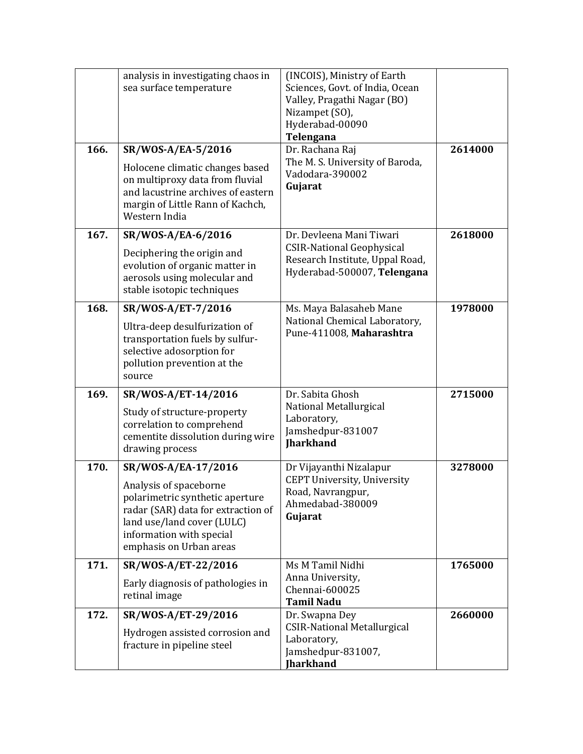| | | | |
|---|---|---|---|
| | analysis in investigating chaos in sea surface temperature | (INCOIS), Ministry of Earth Sciences, Govt. of India, Ocean Valley, Pragathi Nagar (BO) Nizampet (SO), Hyderabad-00090 **Telengana** | |
| **166.** | **SR/WOS-A/EA-5/2016** Holocene climatic changes based on multiproxy data from fluvial and lacustrine archives of eastern margin of Little Rann of Kachch, Western India | Dr. Rachana Raj The M. S. University of Baroda, Vadodara-390002 **Gujarat** | **2614000** |
| **167.** | **SR/WOS-A/EA-6/2016** Deciphering the origin and evolution of organic matter in aerosols using molecular and stable isotopic techniques | Dr. Devleena Mani Tiwari CSIR-National Geophysical Research Institute, Uppal Road, Hyderabad-500007, **Telengana** | **2618000** |
| **168.** | **SR/WOS-A/ET-7/2016** Ultra-deep desulfurization of transportation fuels by sulfur-selective adosorption for pollution prevention at the source | Ms. Maya Balasaheb Mane National Chemical Laboratory, Pune-411008, **Maharashtra** | **1978000** |
| **169.** | **SR/WOS-A/ET-14/2016** Study of structure-property correlation to comprehend cementite dissolution during wire drawing process | Dr. Sabita Ghosh National Metallurgical Laboratory, Jamshedpur-831007 **Jharkhand** | **2715000** |
| **170.** | **SR/WOS-A/EA-17/2016** Analysis of spaceborne polarimetric synthetic aperture radar (SAR) data for extraction of land use/land cover (LULC) information with special emphasis on Urban areas | Dr Vijayanthi Nizalapur CEPT University, University Road, Navrangpur, Ahmedabad-380009 **Gujarat** | **3278000** |
| **171.** | **SR/WOS-A/ET-22/2016** Early diagnosis of pathologies in retinal image | Ms M Tamil Nidhi Anna University, Chennai-600025 **Tamil Nadu** | **1765000** |
| **172.** | **SR/WOS-A/ET-29/2016** Hydrogen assisted corrosion and fracture in pipeline steel | Dr. Swapna Dey CSIR-National Metallurgical Laboratory, Jamshedpur-831007, **Jharkhand** | **2660000** |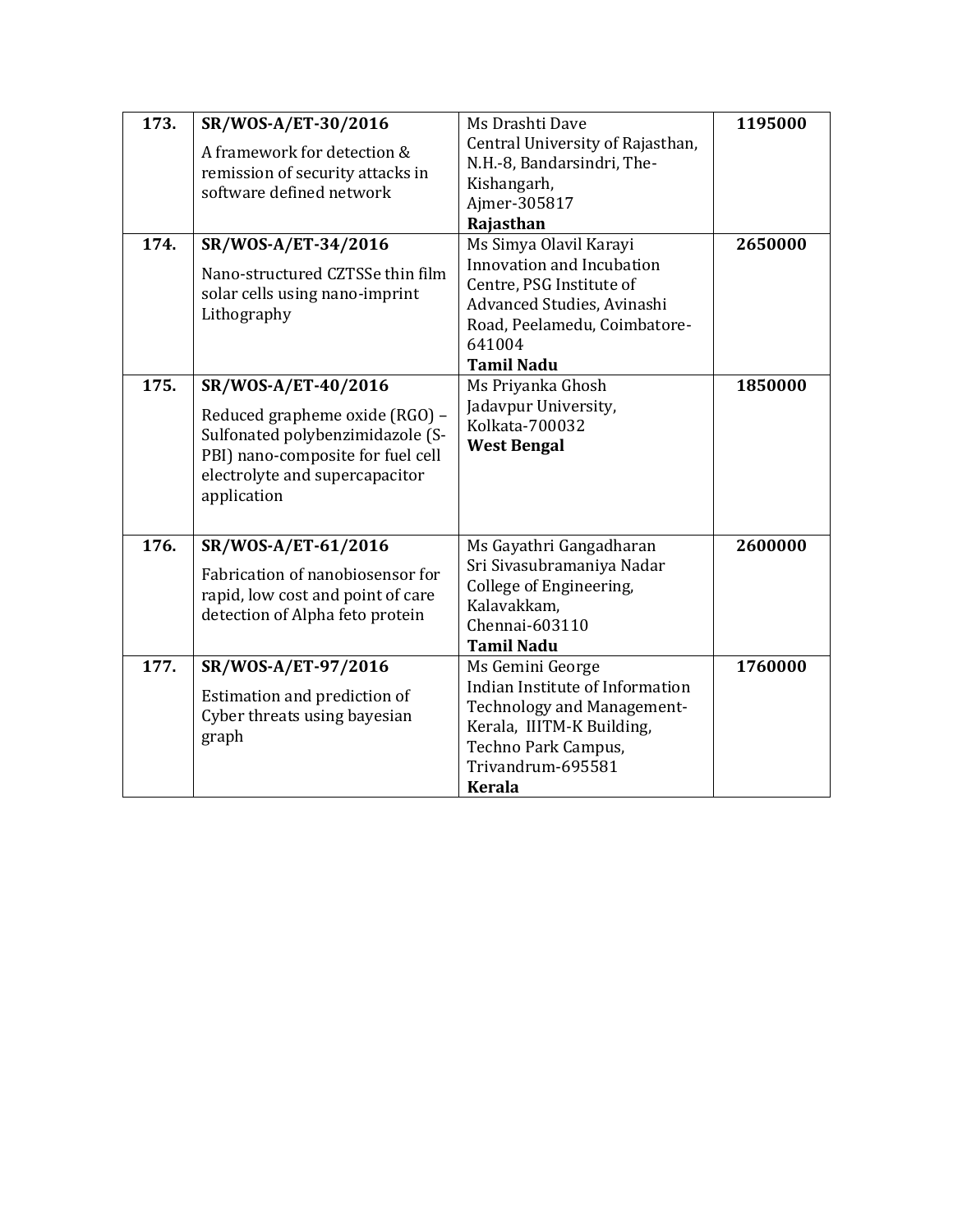| | | | |
|---|---|---|---|
| **173.** | **SR/WOS-A/ET-30/2016**<br>A framework for detection & remission of security attacks in software defined network | Ms Drashti Dave<br>Central University of Rajasthan, N.H.-8, Bandarsindri, The-Kishangarh,<br>Ajmer-305817<br>**Rajasthan** | **1195000** |
| **174.** | **SR/WOS-A/ET-34/2016**<br>Nano-structured CZTSSe thin film solar cells using nano-imprint Lithography | Ms Simya Olavil Karayi<br>Innovation and Incubation Centre, PSG Institute of Advanced Studies, Avinashi Road, Peelamedu, Coimbatore-641004<br>**Tamil Nadu** | **2650000** |
| **175.** | **SR/WOS-A/ET-40/2016**<br>Reduced grapheme oxide (RGO) – Sulfonated polybenzimidazole (S-PBI) nano-composite for fuel cell electrolyte and supercapacitor application | Ms Priyanka Ghosh<br>Jadavpur University,<br>Kolkata-700032<br>**West Bengal** | **1850000** |
| **176.** | **SR/WOS-A/ET-61/2016**<br>Fabrication of nanobiosensor for rapid, low cost and point of care detection of Alpha feto protein | Ms Gayathri Gangadharan<br>Sri Sivasubramaniya Nadar College of Engineering,<br>Kalavakkam,<br>Chennai-603110<br>**Tamil Nadu** | **2600000** |
| **177.** | **SR/WOS-A/ET-97/2016**<br>Estimation and prediction of Cyber threats using bayesian graph | Ms Gemini George<br>Indian Institute of Information Technology and Management-Kerala, IIITM-K Building,<br>Techno Park Campus,<br>Trivandrum-695581<br>**Kerala** | **1760000** |